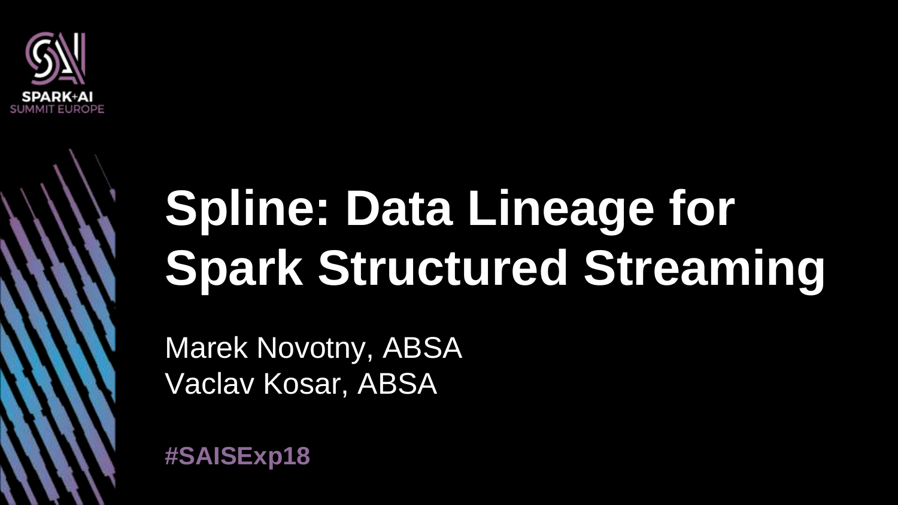# Spline: Data Lineage for Spark Structured Streaming

Marek Novotny, ABSA
Vaclav Kosar, ABSA

#SAISExp18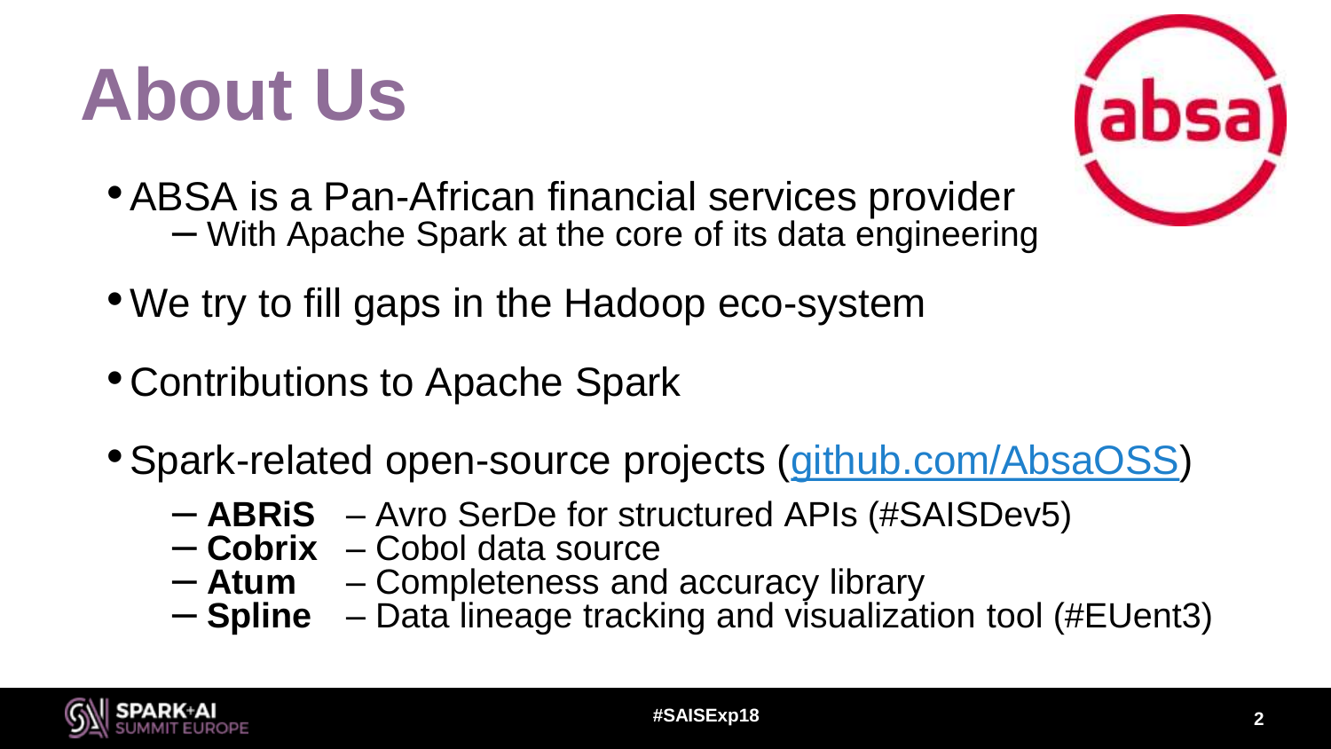# About Us

- ABSA is a Pan-African financial services provider
  - With Apache Spark at the core of its data engineering
- We try to fill gaps in the Hadoop eco-system
- Contributions to Apache Spark
- Spark-related open-source projects (github.com/AbsaOSS)
  - **ABRiS** – Avro SerDe for structured APIs (#SAISDev5)
  - **Cobrix** – Cobol data source
  - **Atum** – Completeness and accuracy library
  - **Spline** – Data lineage tracking and visualization tool (#EUent3)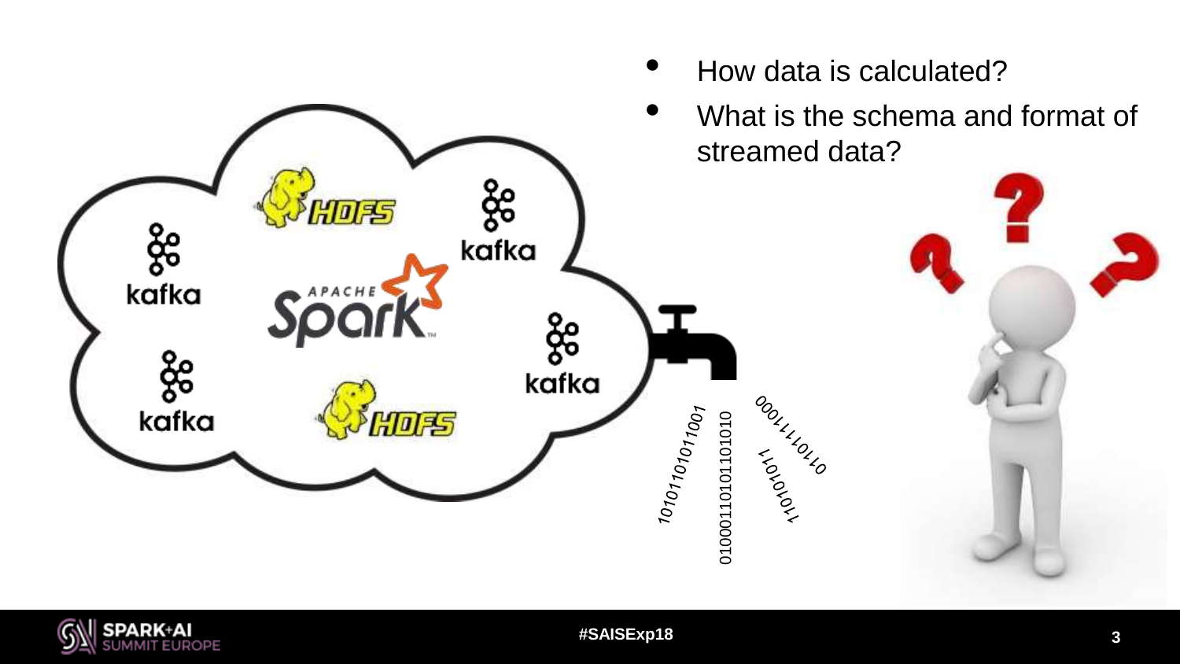- How data is calculated?
- What is the schema and format of streamed data?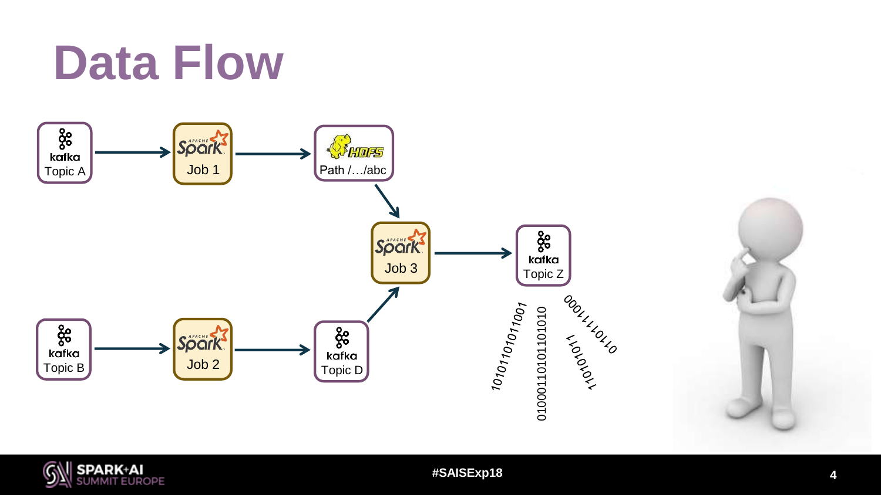# Data Flow

kafka Topic A → Spark Job 1 → HDFS Path /…/abc → Spark Job 3 → kafka Topic Z

kafka Topic B → Spark Job 2 → kafka Topic D → Spark Job 3

1010110101011001

0100011010101101010

11010011

0110111100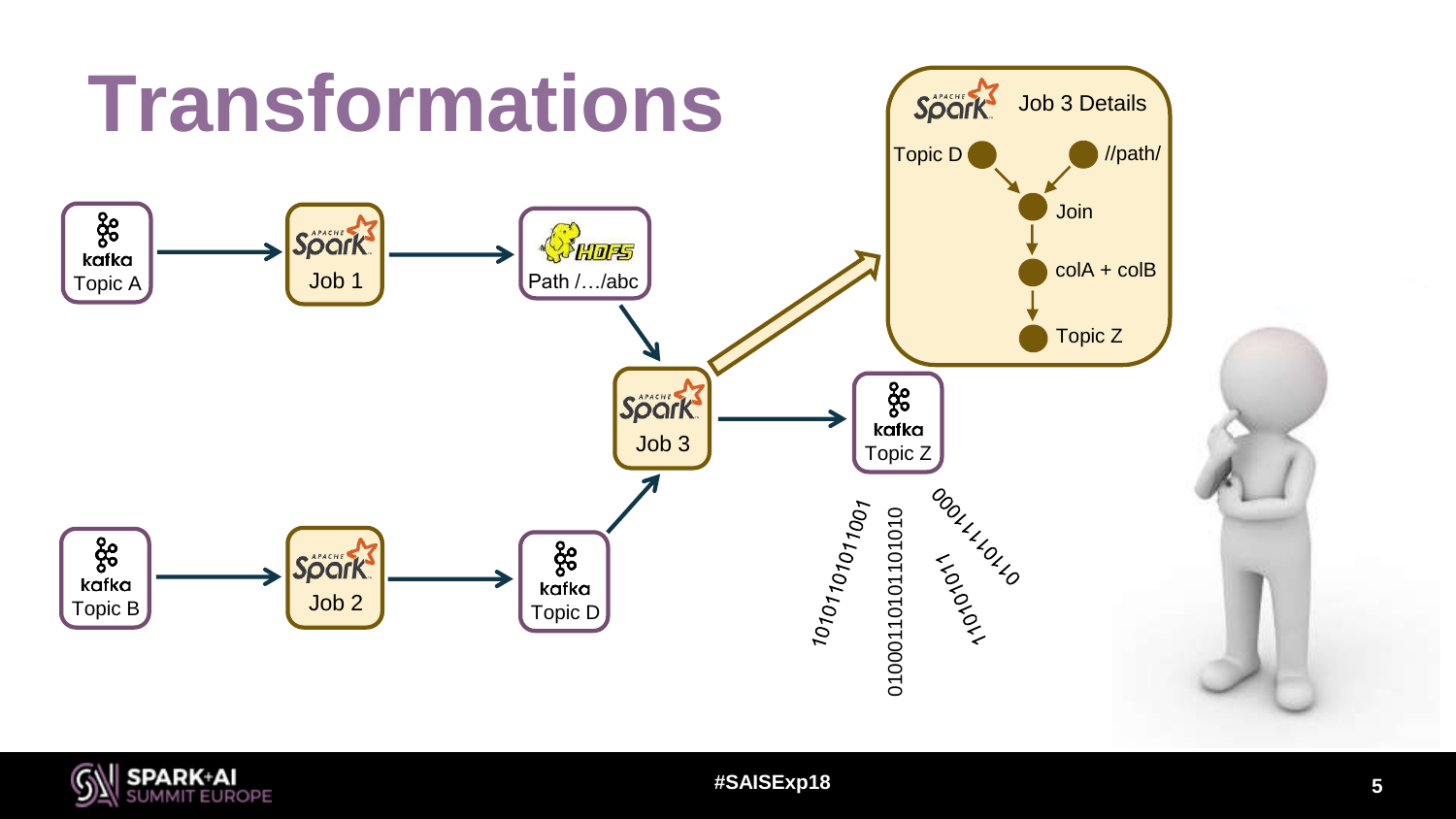# Transformations

kafka Topic A → Spark Job 1 → HDFS Path /…/abc

kafka Topic B → Spark Job 2 → kafka Topic D

HDFS Path /…/abc, kafka Topic D → Spark Job 3 → kafka Topic Z

**Spark Job 3 Details**

- Topic D, //path/ → Join
- Join → colA + colB
- colA + colB → Topic Z

1010110101011001

0100011010101101010

0001111000110110

11010111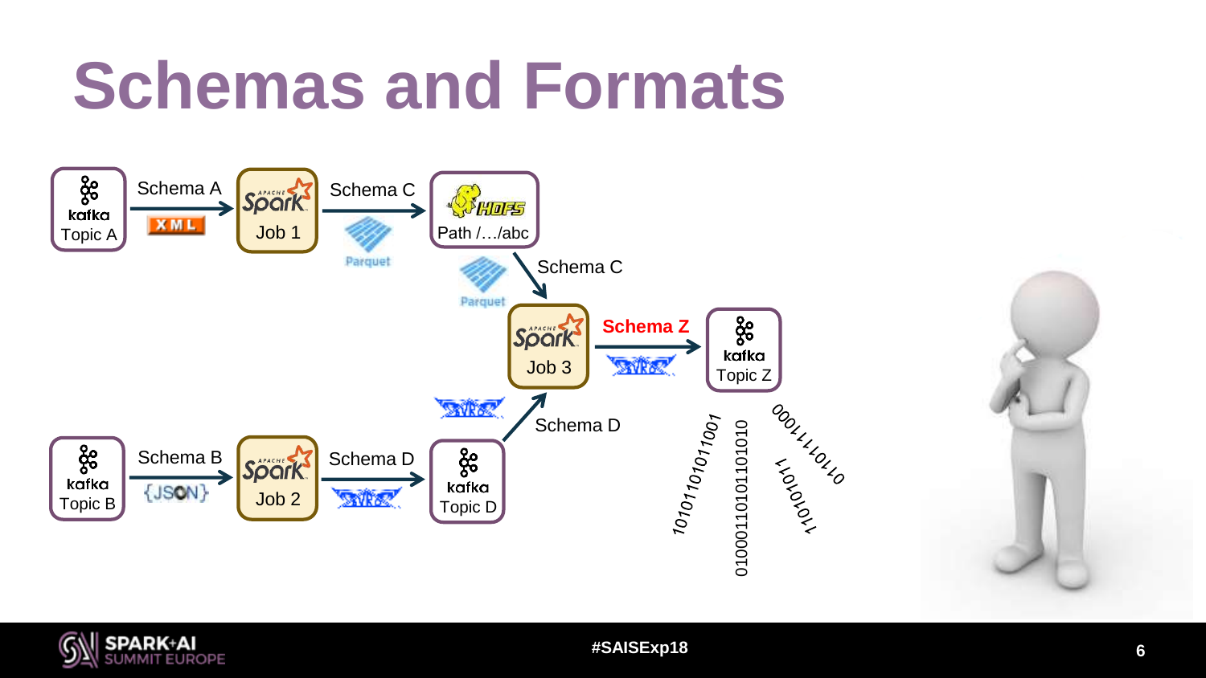# Schemas and Formats

Kafka Topic A → (Schema A, XML) → Spark Job 1 → (Schema C, Parquet) → HDFS Path /…/abc

HDFS Path /…/abc → (Schema C, Parquet) → Spark Job 3

Kafka Topic B → (Schema B, {JSON}) → Spark Job 2 → (Schema D, AVRO) → Kafka Topic D

Kafka Topic D → (Schema D, AVRO) → Spark Job 3

Spark Job 3 → (**Schema Z**, AVRO) → Kafka Topic Z

1010110101011001

0100011010101101010

0011111000110100

11010011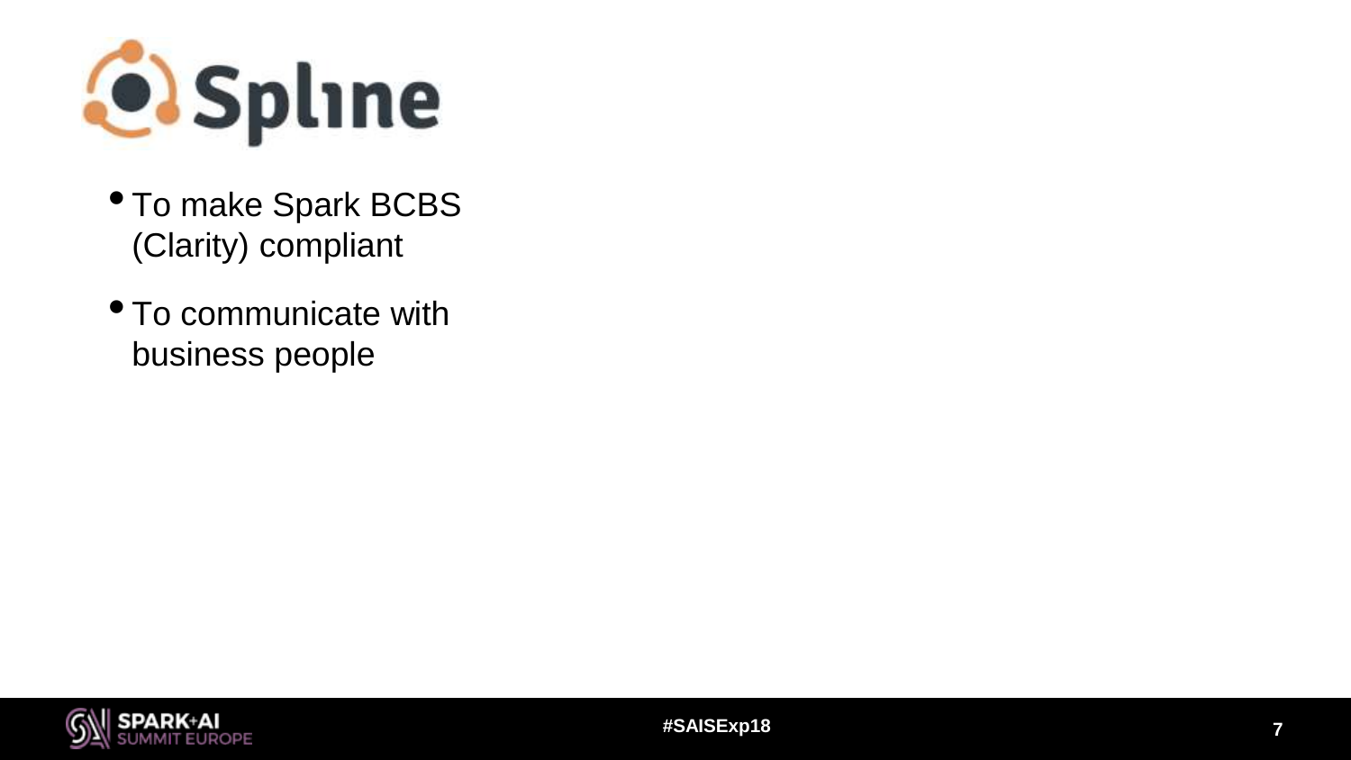# Spline

- To make Spark BCBS (Clarity) compliant
- To communicate with business people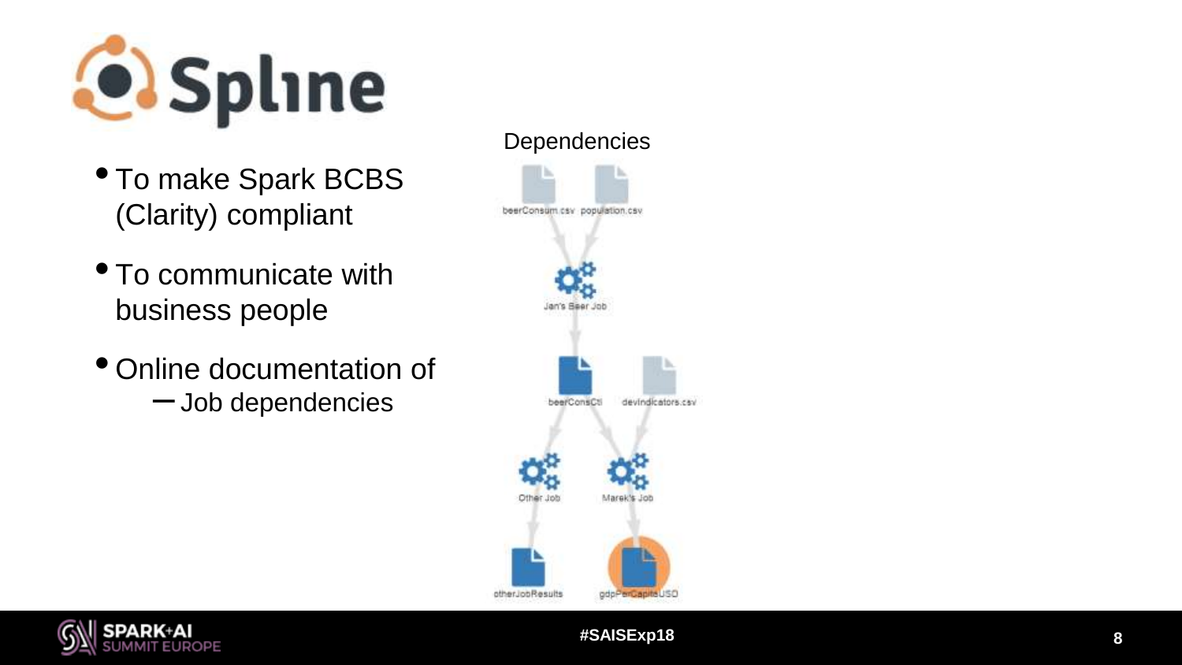# Spline

- To make Spark BCBS (Clarity) compliant
- To communicate with business people
- Online documentation of
  - Job dependencies

Dependencies

beerConsum.csv population.csv

Jan's Beer Job

beerConsCtl devIndicators.csv

Other Job Marek's Job

otherJobResults gdpPerCapitaUSD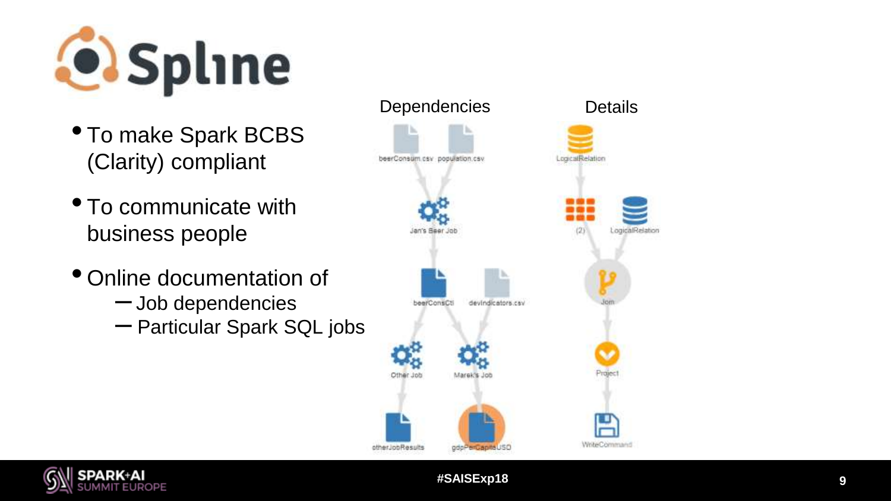# Spline

- To make Spark BCBS (Clarity) compliant
- To communicate with business people
- Online documentation of
  - Job dependencies
  - Particular Spark SQL jobs

Dependencies

beerConsum.csv population.csv

Jan's Beer Job

beerConsCtl devIndicators.csv

Other Job Marek's Job

otherJobResults gdpPerCapitaUSD

Details

LogicalRelation

(2) LogicalRelation

Join

Project

WriteCommand

#SAISExp18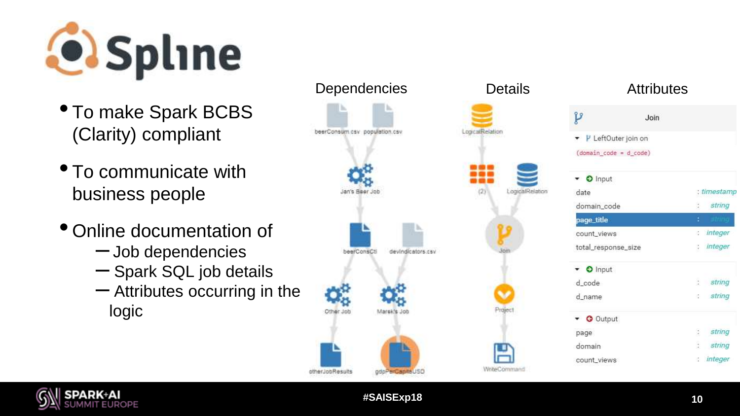# Spline

- To make Spark BCBS (Clarity) compliant
- To communicate with business people
- Online documentation of
  - Job dependencies
  - Spark SQL job details
  - Attributes occurring in the logic

Dependencies

Details

Attributes

beerConsum.csv population.csv

Jan's Beer Job

beerConsCtl devIndicators.csv

Other Job Marek's Job

otherJobResults gdpPerCapitaUSD

LogicalRelation

(2) LogicalRelation

Join

Project

WriteCommand

Join

LeftOuter join on

(domain_code = d_code)

Input

| | |
|---|---|
| date | : timestamp |
| domain_code | : string |
| page_title | : string |
| count_views | : integer |
| total_response_size | : integer |

Input

| | |
|---|---|
| d_code | : string |
| d_name | : string |

Output

| | |
|---|---|
| page | : string |
| domain | : string |
| count_views | : integer |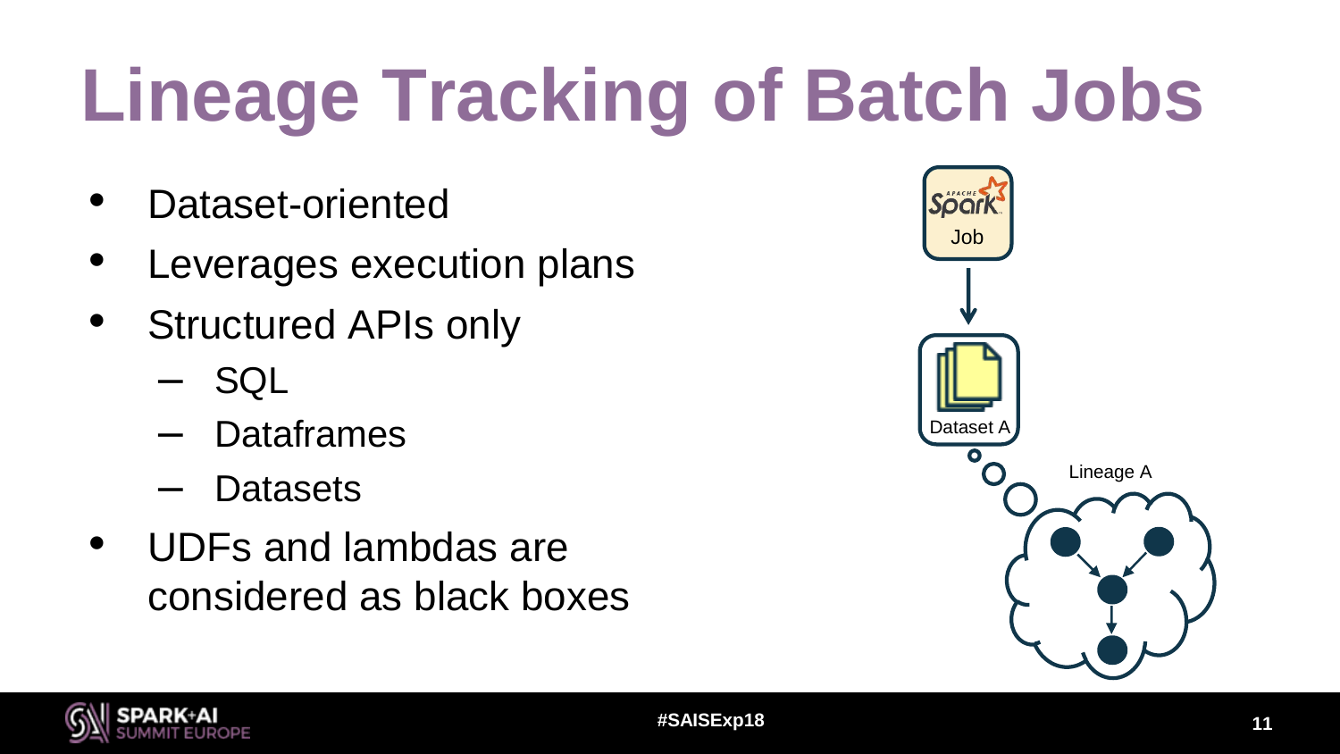# Lineage Tracking of Batch Jobs

- Dataset-oriented
- Leverages execution plans
- Structured APIs only
  - SQL
  - Dataframes
  - Datasets
- UDFs and lambdas are considered as black boxes

Job

Dataset A

Lineage A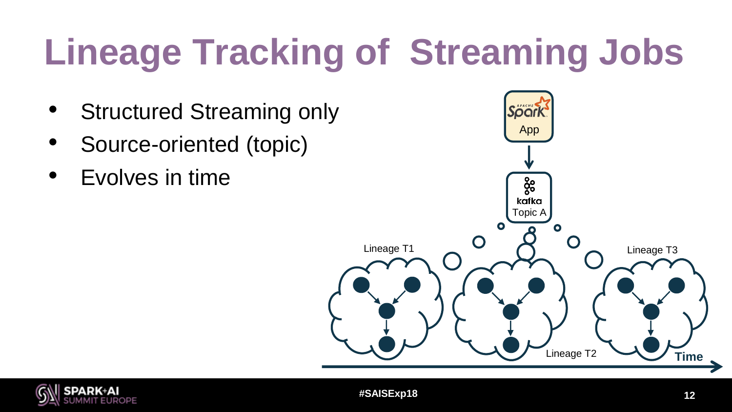# Lineage Tracking of Streaming Jobs

- Structured Streaming only
- Source-oriented (topic)
- Evolves in time

Spark App

kafka Topic A

Lineage T1

Lineage T2

Lineage T3

Time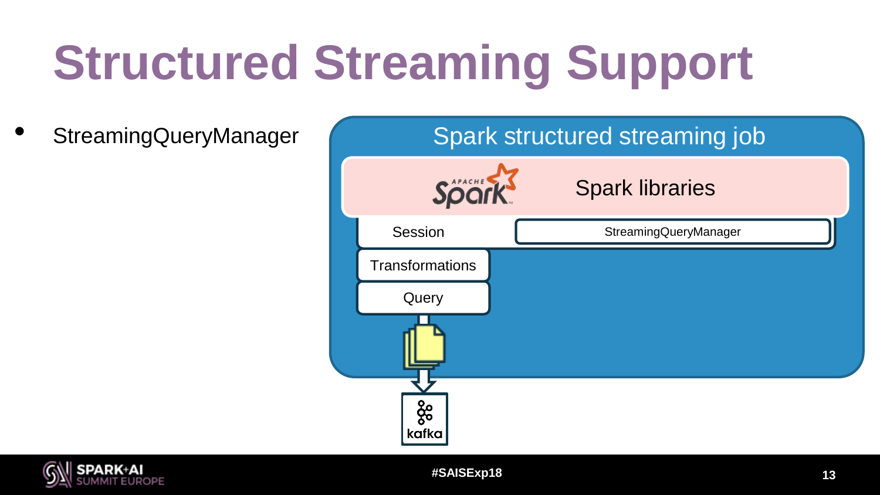# Structured Streaming Support

- StreamingQueryManager

Spark structured streaming job

Spark libraries

Session

StreamingQueryManager

Transformations

Query

kafka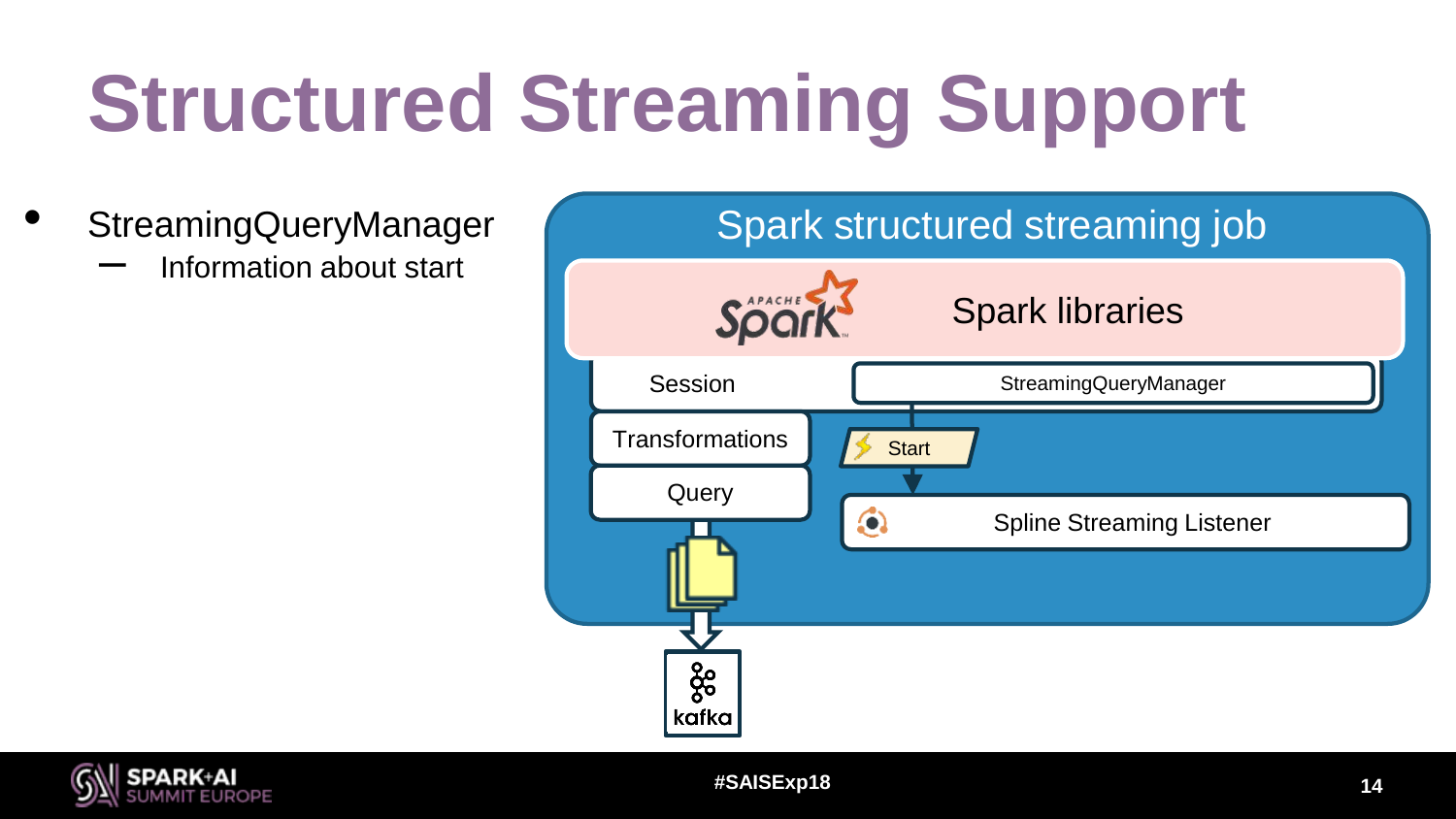# Structured Streaming Support

- StreamingQueryManager
  - Information about start

Spark structured streaming job

Spark libraries

Session

StreamingQueryManager

Transformations

Start

Query

Spline Streaming Listener

kafka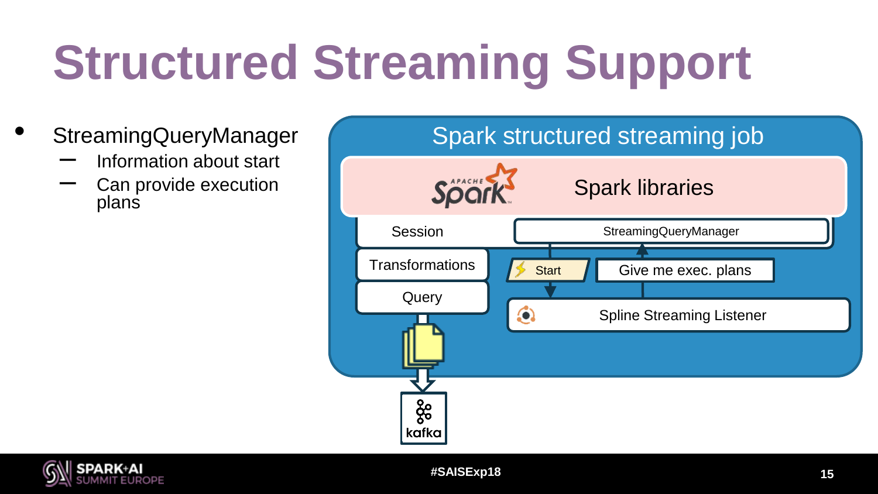# Structured Streaming Support

- StreamingQueryManager
  - Information about start
  - Can provide execution plans

Spark structured streaming job

Spark libraries

Session

StreamingQueryManager

Transformations

Start

Give me exec. plans

Query

Spline Streaming Listener

kafka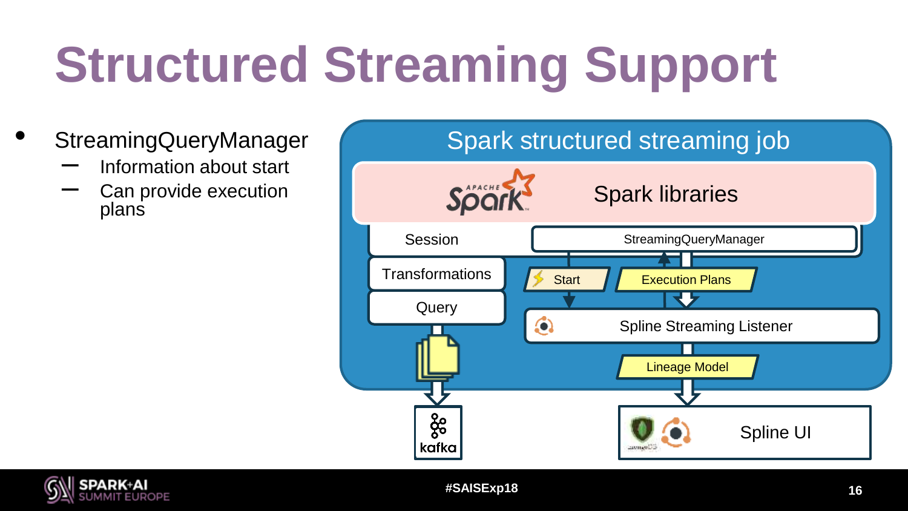# Structured Streaming Support

- StreamingQueryManager
  - Information about start
  - Can provide execution plans

Spark structured streaming job

Spark libraries

Session

StreamingQueryManager

Transformations

Query

Start

Execution Plans

Spline Streaming Listener

Lineage Model

kafka

Spline UI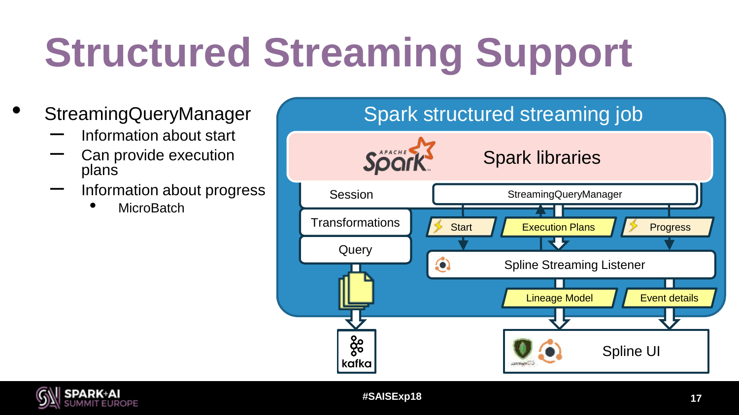# Structured Streaming Support

- StreamingQueryManager
  - Information about start
  - Can provide execution plans
  - Information about progress
    - MicroBatch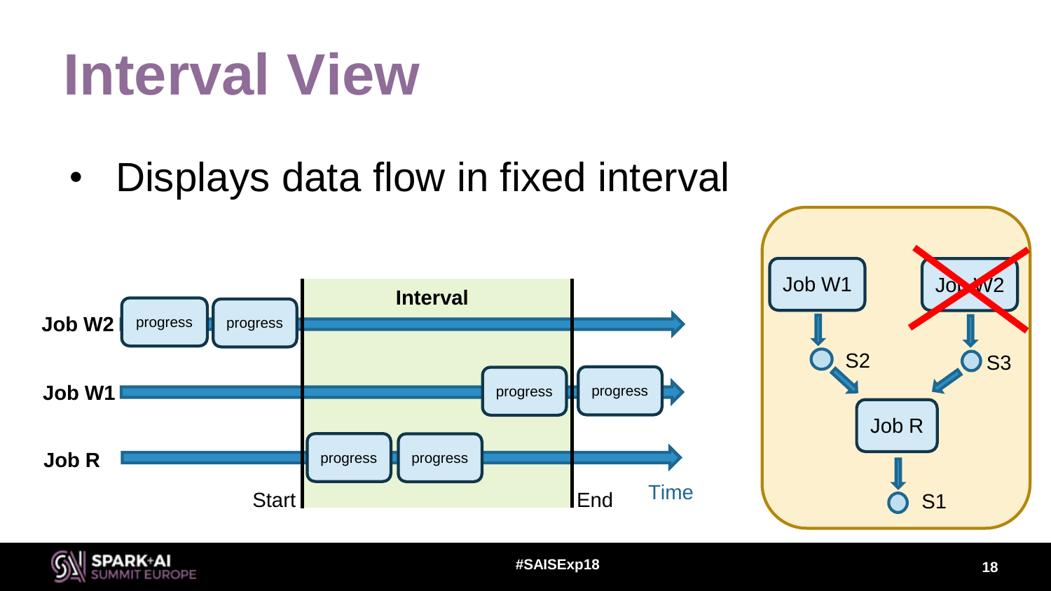# Interval View

- Displays data flow in fixed interval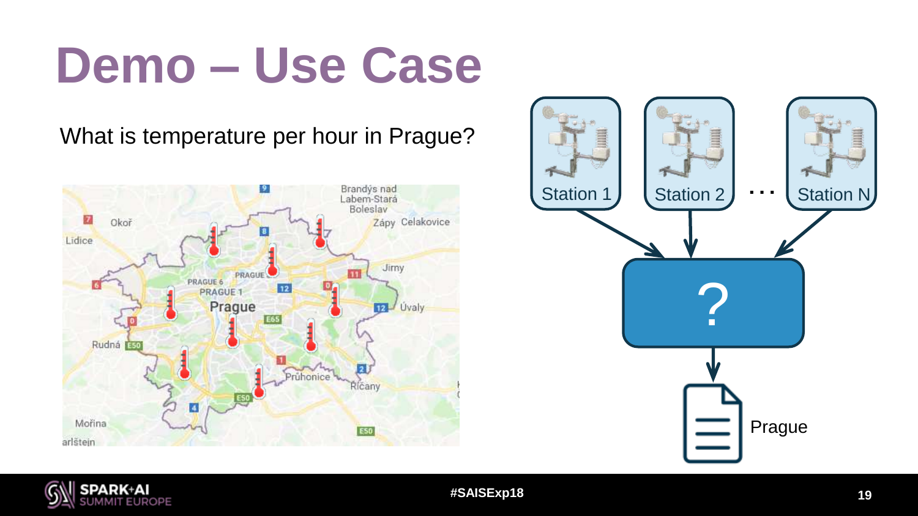# Demo – Use Case

What is temperature per hour in Prague?

Station 1

Station 2

...

Station N

?

Prague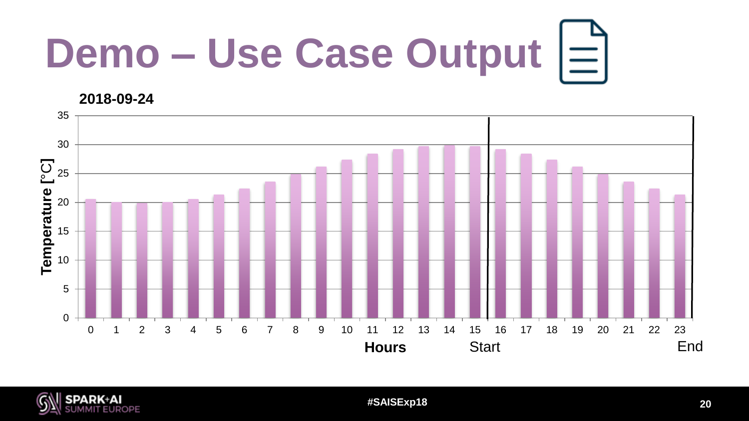# Demo – Use Case Output

**2018-09-24**

Temperature [°C]

35, 30, 25, 20, 15, 10, 5, 0

0 1 2 3 4 5 6 7 8 9 10 11 12 13 14 15 16 17 18 19 20 21 22 23

**Hours**

Start

End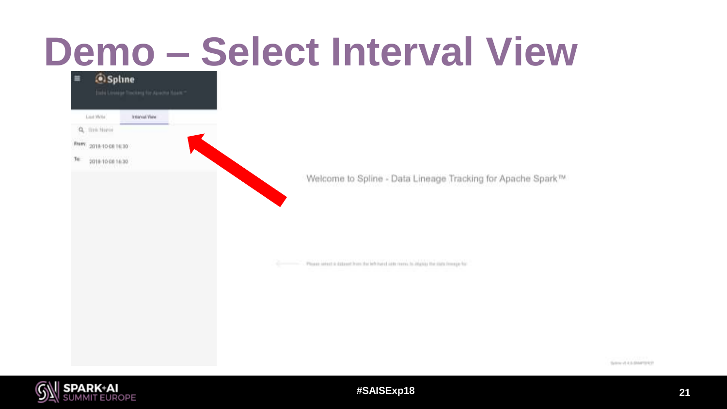# Demo – Select Interval View

Spline

Data Lineage Tracking for Apache Spark™

Last Write | Interval View

Sink Name

From: 2018-10-08 16:30

To: 2018-10-08 16:30

Welcome to Spline - Data Lineage Tracking for Apache Spark™

Please select a dataset from the left-hand side menu to display the data lineage for.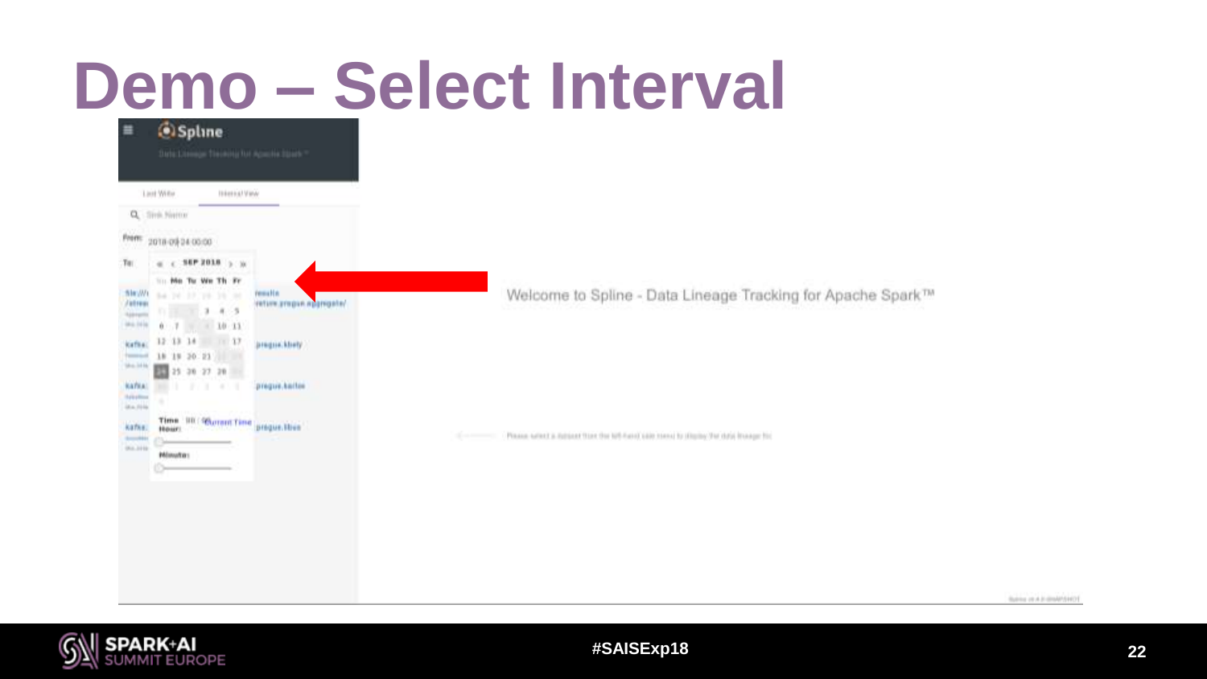# Demo – Select Interval

Spline

Data Lineage Tracking for Apache Spark™

Last Write | Interval View

From: 2018-09-24 00:00

To:

SEP 2018

Time | Current Time

Hour:

Minute:

Welcome to Spline - Data Lineage Tracking for Apache Spark™

Please select a dataset from the left-hand side menu to display the data lineage for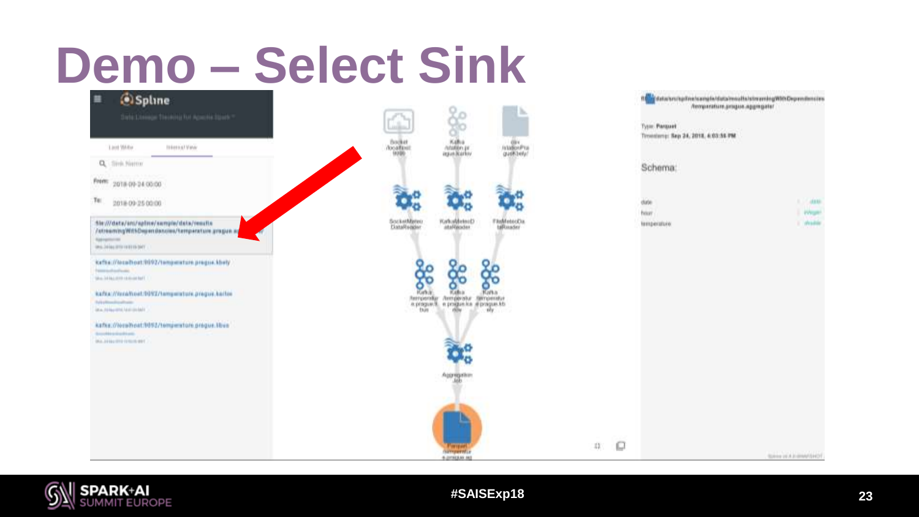# Demo – Select Sink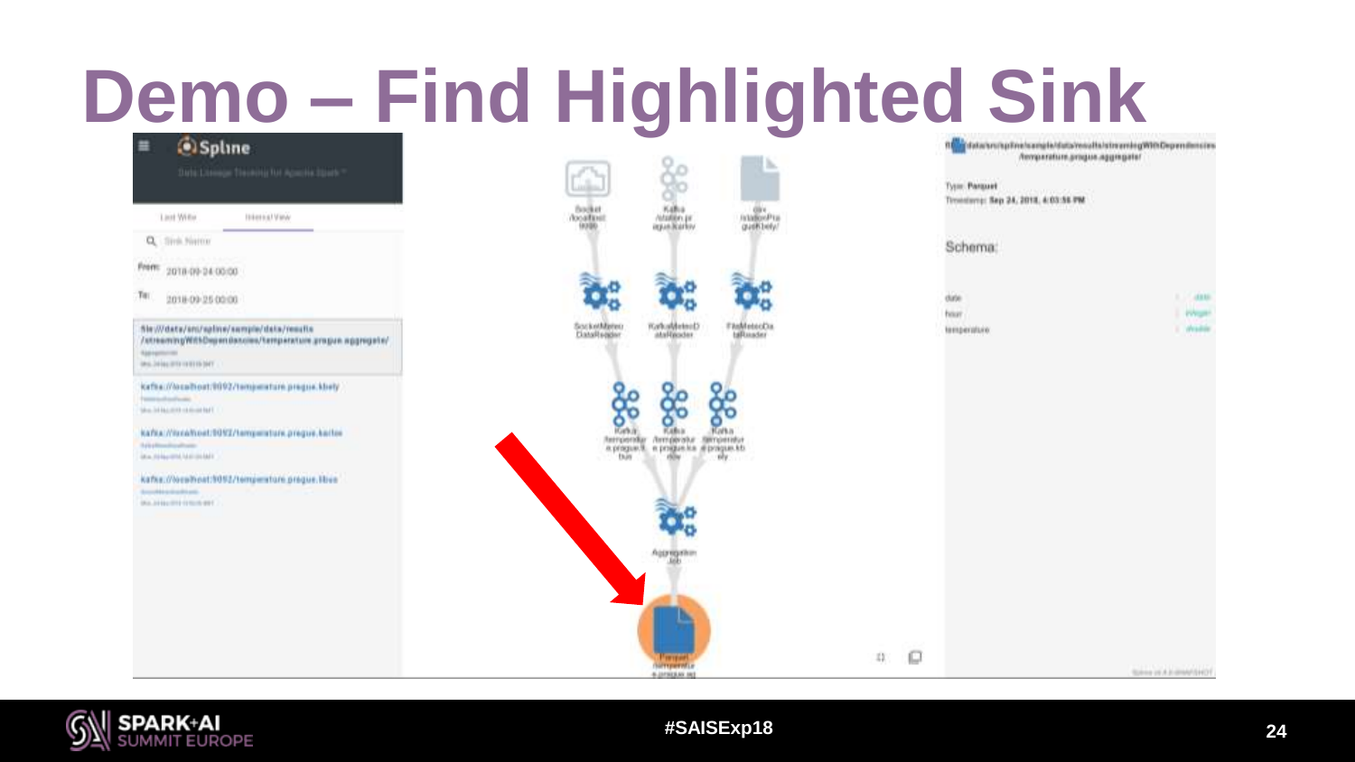# Demo – Find Highlighted Sink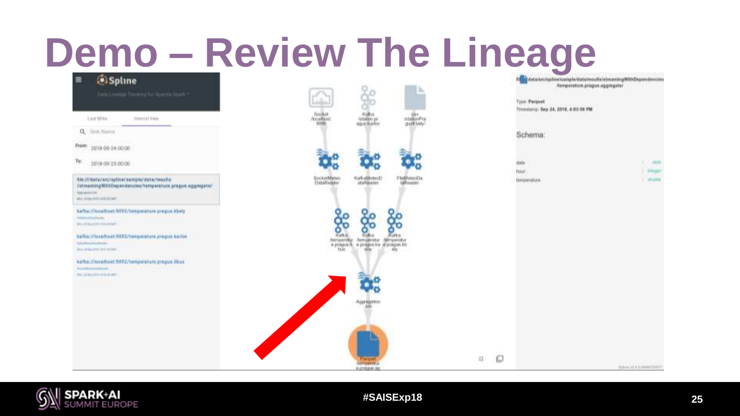# Demo – Review The Lineage

**Spline**

Data Lineage Tracking for Apache Spark™

Last Write | Interval View

Sink Name

From: 2018-09-24 00:00

To: 2018-09-25 00:00

file:///data/src/spline/sample/data/results/streamingWithDependencies/temperature.prague.aggregate/

kafka://localhost:9092/temperature.prague.kbely

kafka://localhost:9092/temperature.prague.karlov

kafka://localhost:9092/temperature.prague.libus

Socket /localhost:9999

Kafka /station.prague.karlov

csv /stationPraguekbely/

SocketMeteoDataReader

KafkaMeteoDataReader

FileMeteoDataReader

Kafka /temperature.prague.libus

Kafka /temperature.prague.karlov

Kafka /temperature.prague.kbely

Aggregation Job

Parquet /temperature.prague.agg

file:/data/src/spline/sample/data/results/streamingWithDependencies/temperature.prague.aggregate/

Type: Parquet

Timestamp: Sep 24, 2018, 4:03:56 PM

Schema:

| | |
| --- | --- |
| date | date |
| hour | integer |
| temperature | double |

#SAISExp18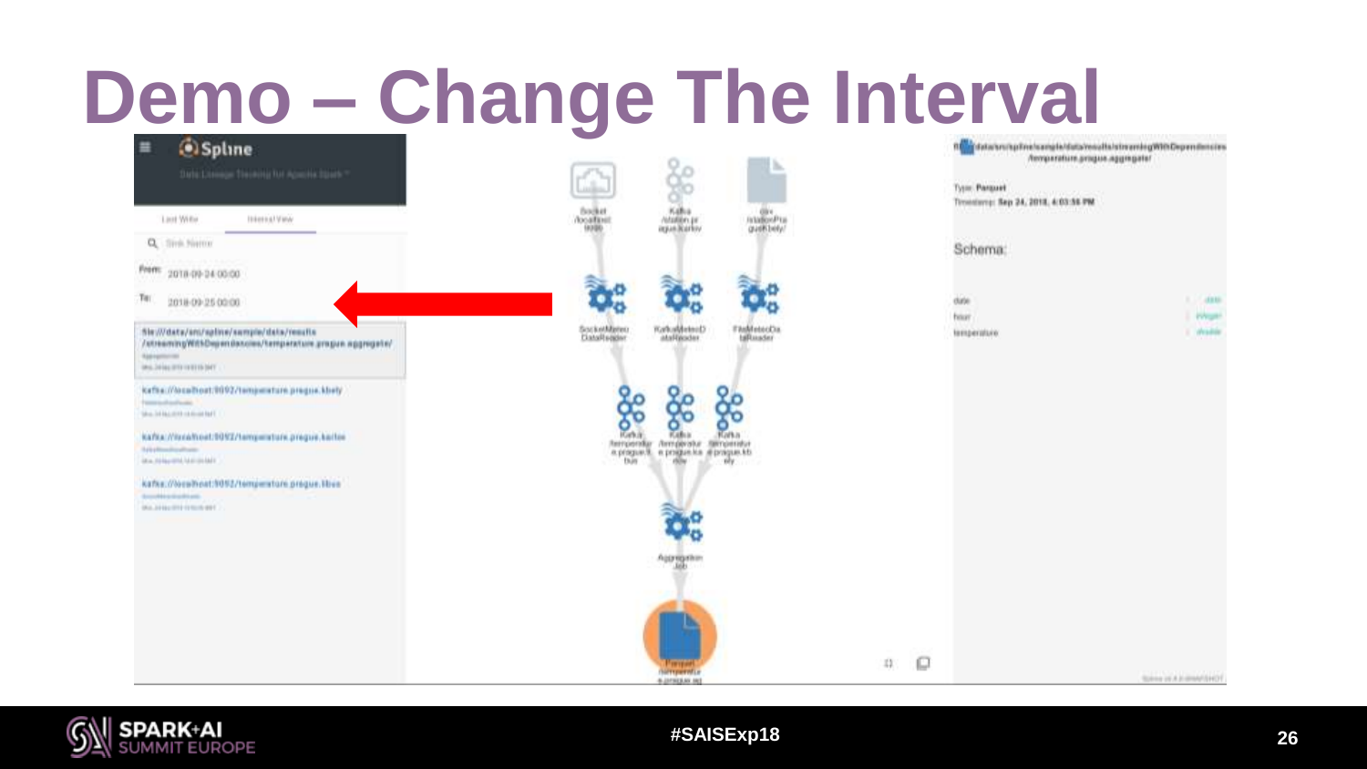# Demo – Change The Interval

Spline

Data Lineage Tracking for Apache Spark™

Last Write | Interval View

Sink Name

From: 2018-09-24 00:00

To: 2018-09-25 00:00

file://data/src/spline/sample/data/results/streamingWithDependencies/temperature.prague.aggregate/

kafka://localhost:9092/temperature.prague.kbely

kafka://localhost:9092/temperature.prague.karlov

kafka://localhost:9092/temperature.prague.libus

Socket /localhost:9999

Kafka /station.prague.karlov

csv /stationPrague.kbely/

SocketMeteoDataReader

KafkaMeteoDataReader

FileMeteoDataReader

Kafka /temperature.prague.libus

Kafka /temperature.prague.karlov

Kafka /temperature.prague.kbely

Aggregation Job

Parquet /temperature.prague.agg

file://data/src/spline/sample/data/results/streamingWithDependencies/temperature.prague.aggregate/

Type: Parquet

Timestamp: Sep 24, 2018, 4:03:56 PM

Schema:

| | |
|---|---|
| date | date |
| hour | integer |
| temperature | double |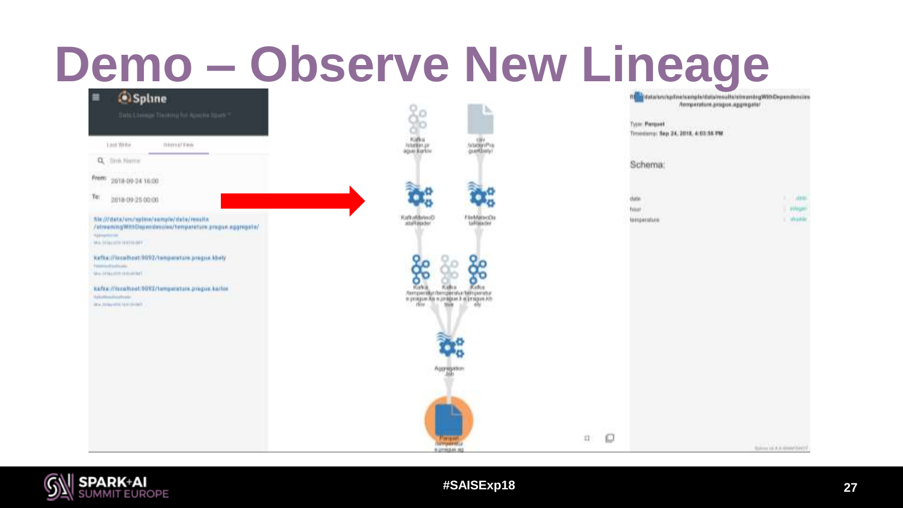# Demo – Observe New Lineage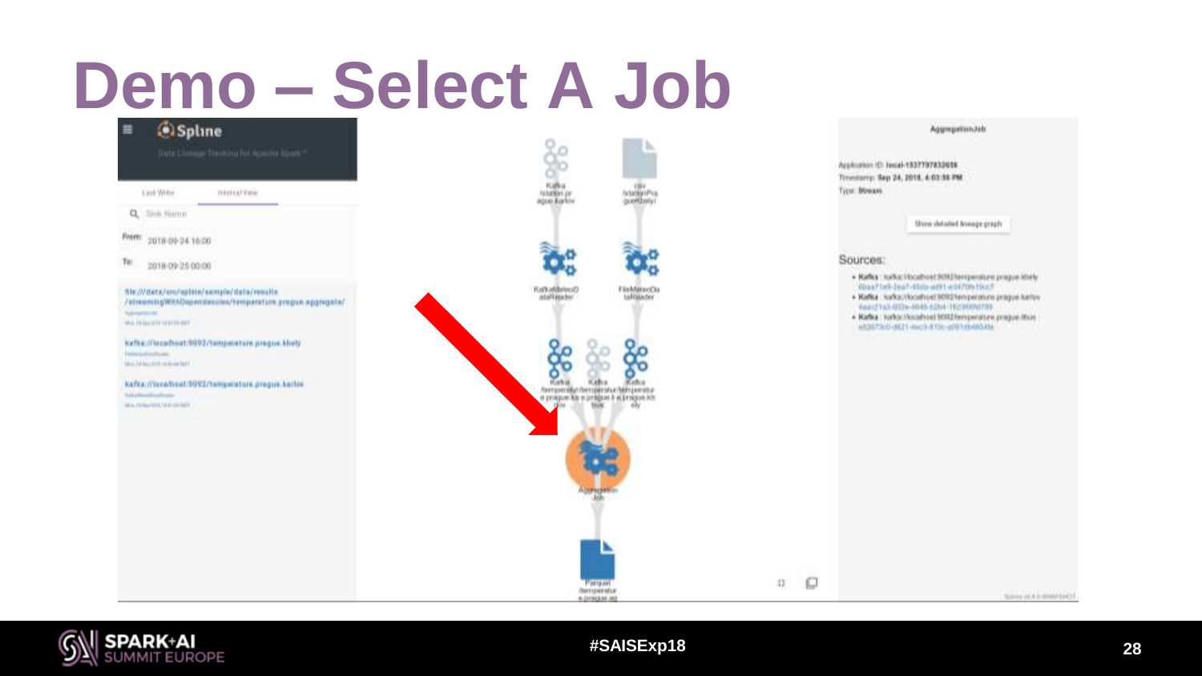# Demo – Select A Job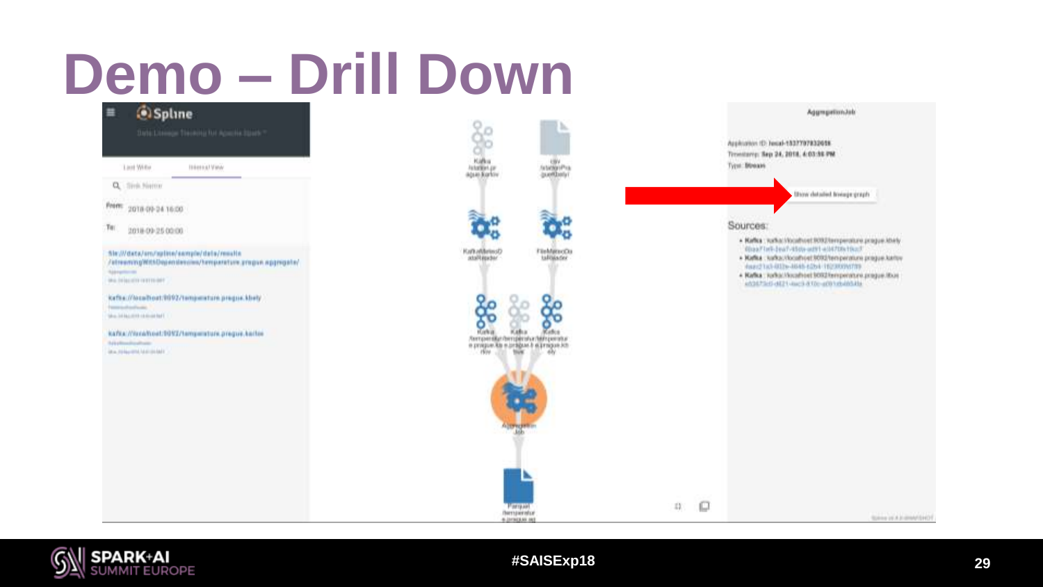# Demo – Drill Down

Spline

Data Lineage Tracking for Apache Spark™

Last Write | Internal View

Sink Name

From: 2018-09-24 16:00

To: 2018-09-25 00:00

file:///data/src/spline/sample/data/results/streamingWithDependencies/temperature.prague.aggregate/

kafka://localhost:9092/temperature.prague.kbely

kafka://localhost:9092/temperature.prague.karlov

Kafka /station.prague.karlov

csv /stationPraguelbely/

KafkaMeteoDataReader

FileMeteoDataReader

Kafka /temperature.prague.karlov

Kafka /temperature.prague.libus

Kafka /temperature.prague.kbely

AggregationJob

Parquet /temperature.prague.agg

AggregationJob

Application ID: local-1537797832658

Timestamp: Sep 24, 2018, 4:03:56 PM

Type: Stream

Show detailed lineage graph

Sources:

- Kafka : kafka://localhost:9092/temperature.prague.kbely
- Kafka : kafka://localhost:9092/temperature.prague.karlov
- Kafka : kafka://localhost:9092/temperature.prague.libus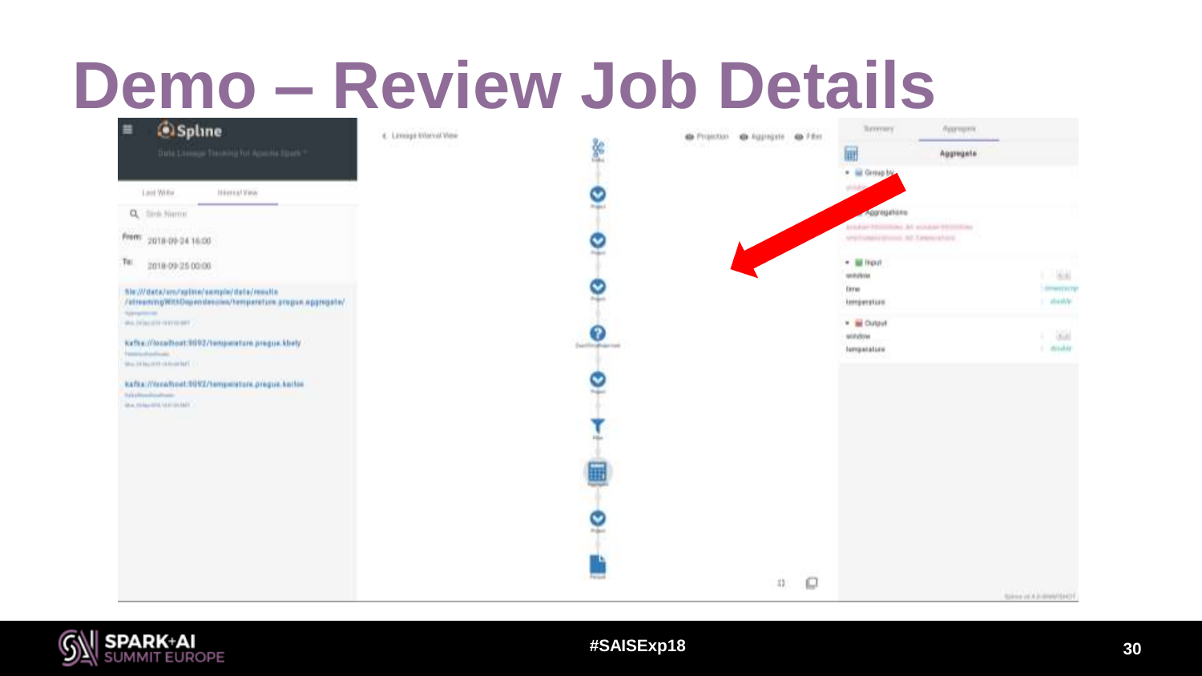# Demo – Review Job Details

Spline

Data Lineage Tracking for Apache Spark™

Last Write | Interval View

Sink Name

From: 2018-09-24 16:00

To: 2018-09-25 00:00

file://data/src/spline/sample/data/results/streamingWithDependencies/temperature.prague.aggregate/

kafka://localhost:9092/temperature.prague.kbely

kafka://localhost:9092/temperature.prague.karlov

Lineage Interval View

Projection | Aggregate | Filter

Summary | Aggregate

Aggregate

- Group by
- Aggregations
- Input
  - window
  - time
  - temperature
- Output
  - window
  - temperature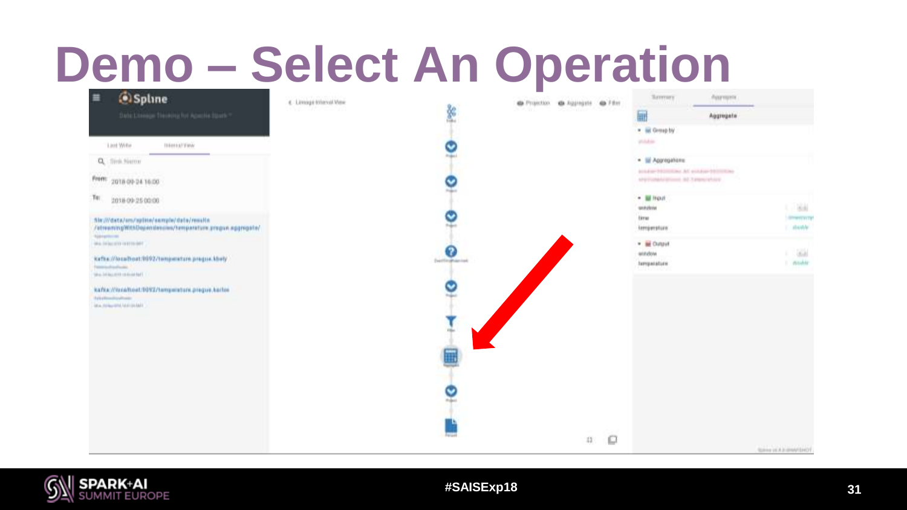# Demo – Select An Operation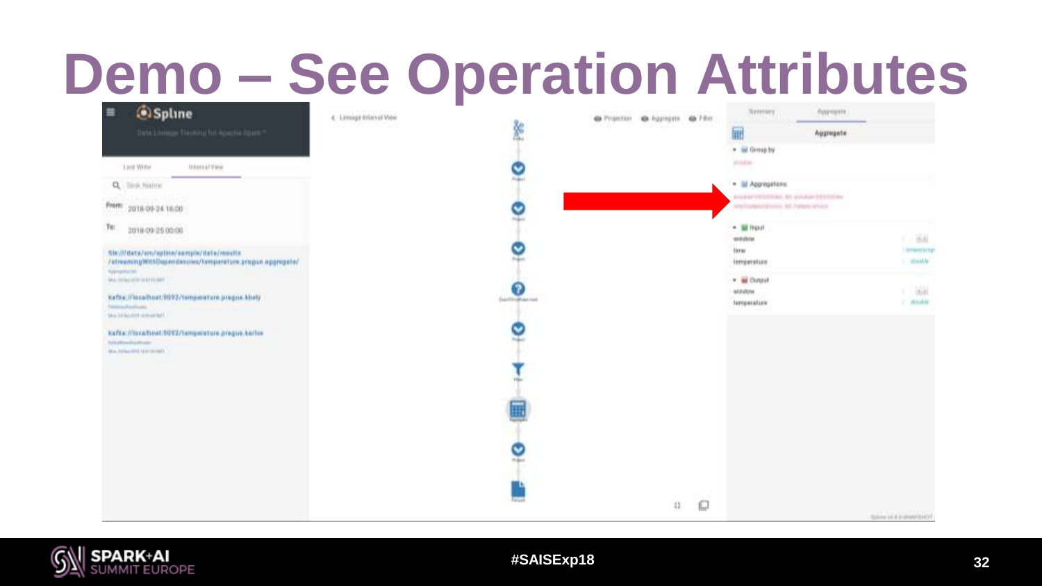# Demo – See Operation Attributes

Spline

Data Lineage Tracking for Apache Spark™

Last Write | Interval View

Sink Name

From: 2018-09-24 16:00

To: 2018-09-25 00:00

file://data/src/spline/sample/data/results/streamingWithDependencies/temperature.prague.aggregate/

kafka://localhost:9092/temperature.prague.kbely

kafka://localhost:9092/temperature.prague.karlov

Lineage Interval View

Projection | Aggregate | Filter

Summary | Aggregate

Aggregate

- Group by
  - window
- Aggregations
- Input
  - window
  - time
  - temperature
- Output
  - window
  - temperature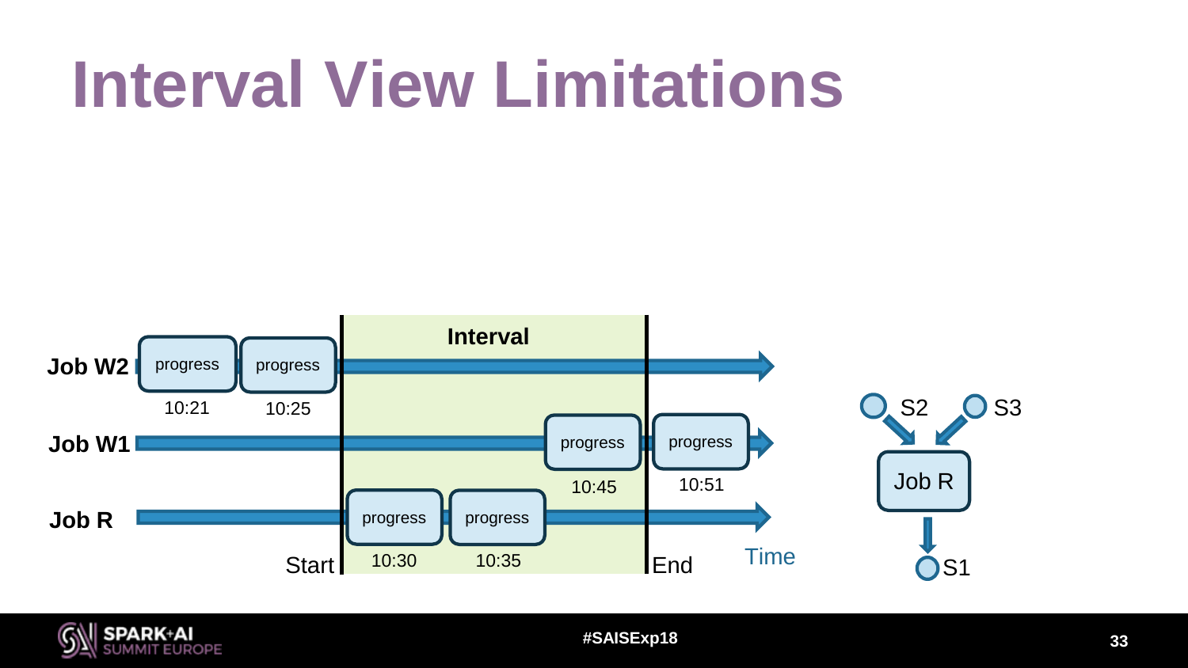# Interval View Limitations

Interval

Job W2 — progress 10:21, progress 10:25

Job W1 — progress 10:45, progress 10:51

Job R — progress 10:30, progress 10:35

Start — End — Time

S2, S3 → Job R → S1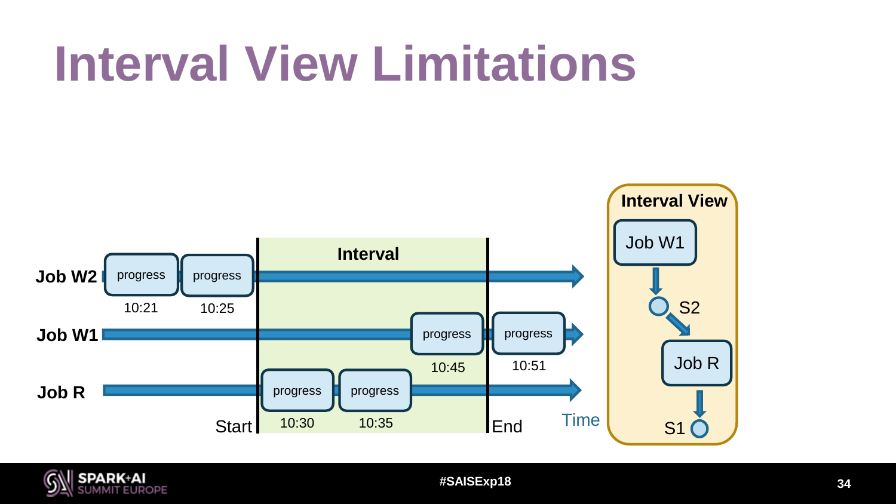# Interval View Limitations

Interval

Job W2 — progress 10:21, progress 10:25

Job W1 — progress 10:45, progress 10:51

Job R — progress 10:30, progress 10:35

Start — End — Time

**Interval View**

Job W1 → S2 → Job R → S1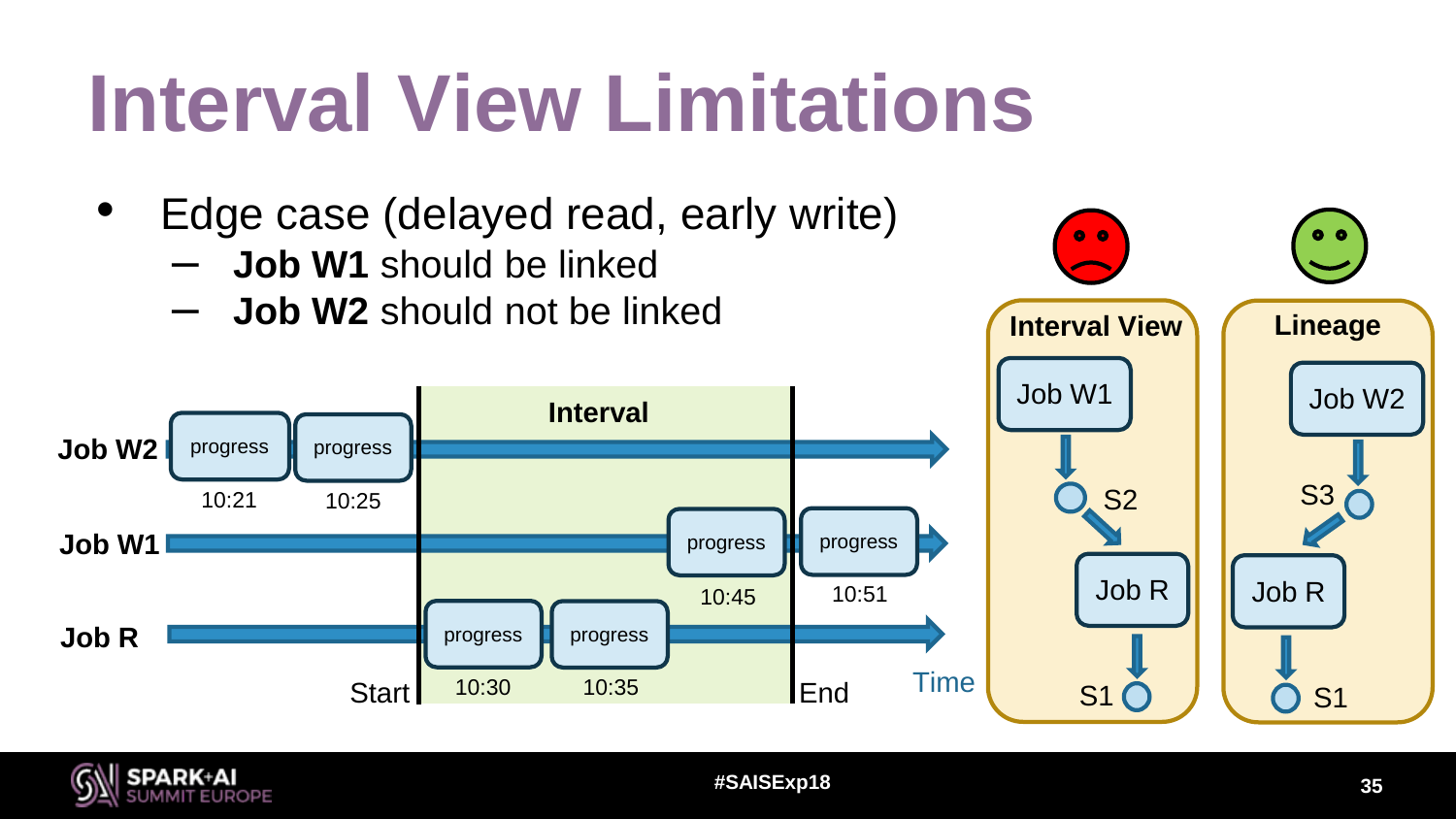# Interval View Limitations

- Edge case (delayed read, early write)
  - **Job W1** should be linked
  - **Job W2** should not be linked

Interval

Job W2 — progress 10:21, progress 10:25

Job W1 — progress 10:45, progress 10:51

Job R — progress 10:30, progress 10:35

Start — End — Time

**Interval View**: Job W1 → S2 → Job R → S1

**Lineage**: Job W2 → S3 → Job R → S1

#SAISExp18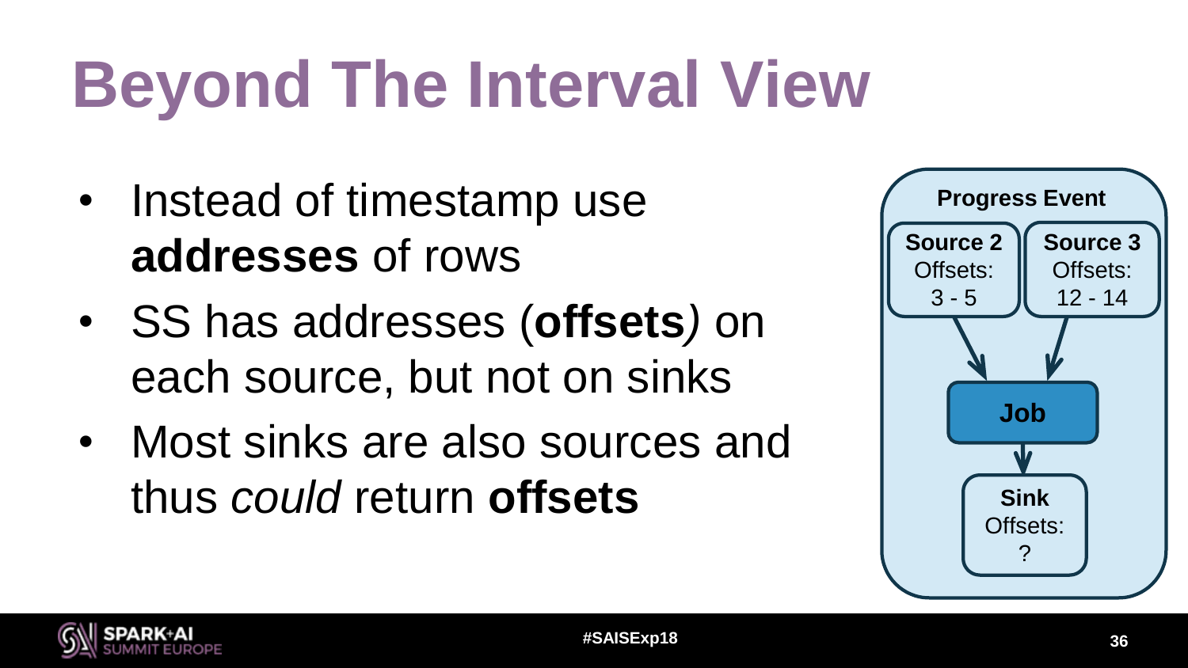# Beyond The Interval View

- Instead of timestamp use **addresses** of rows
- SS has addresses (**offsets***)* on each source, but not on sinks
- Most sinks are also sources and thus *could* return **offsets**

**Progress Event**

**Source 2**
Offsets:
3 - 5

**Source 3**
Offsets:
12 - 14

**Job**

**Sink**
Offsets:
?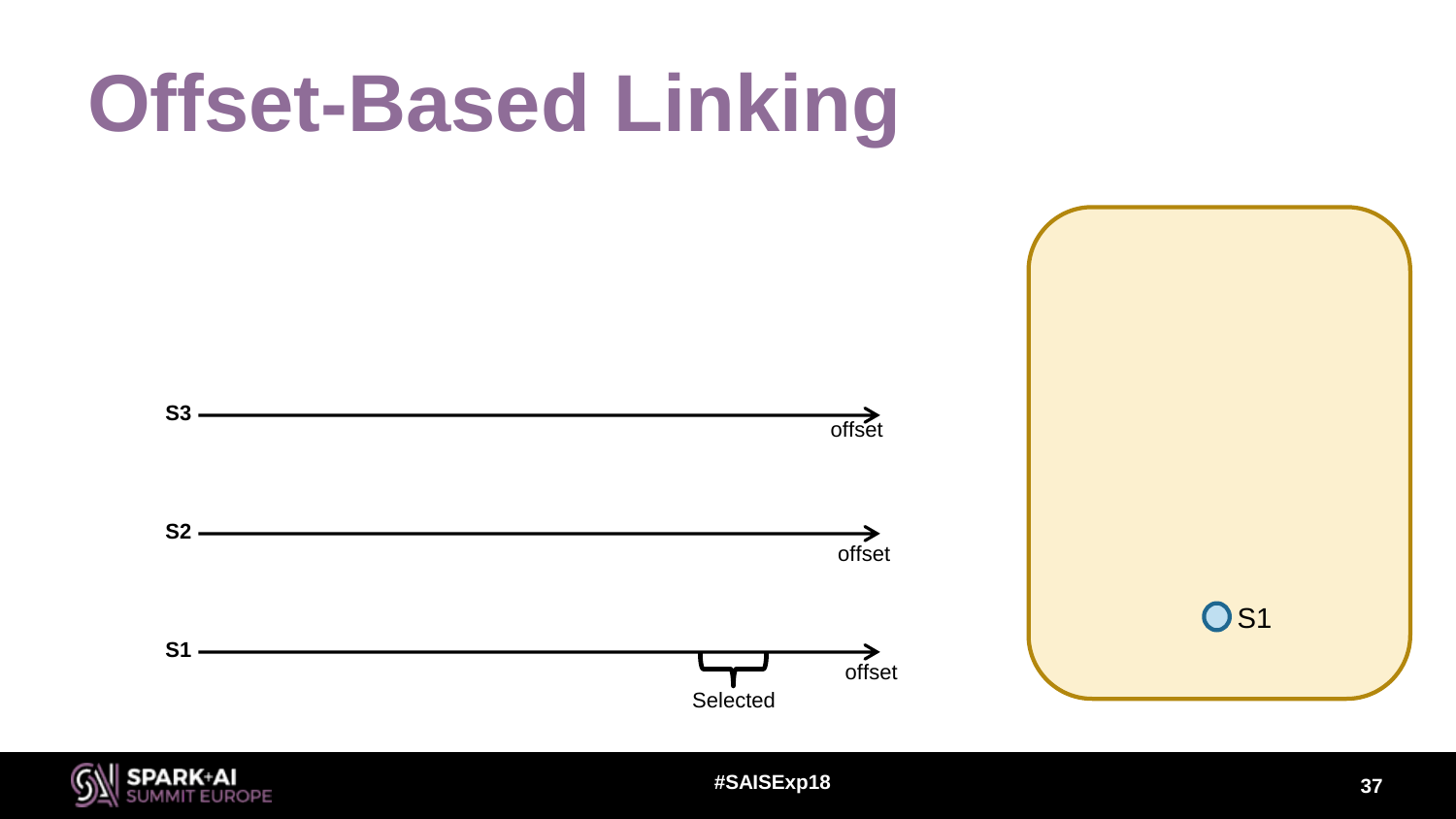# Offset-Based Linking

S3 offset

S2 offset

S1 Selected offset

S1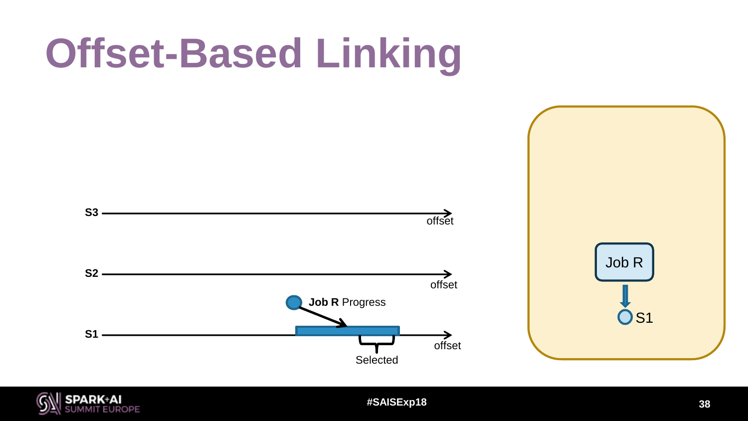# Offset-Based Linking

S3

offset

S2

offset

**Job R** Progress

S1

offset

Selected

Job R

S1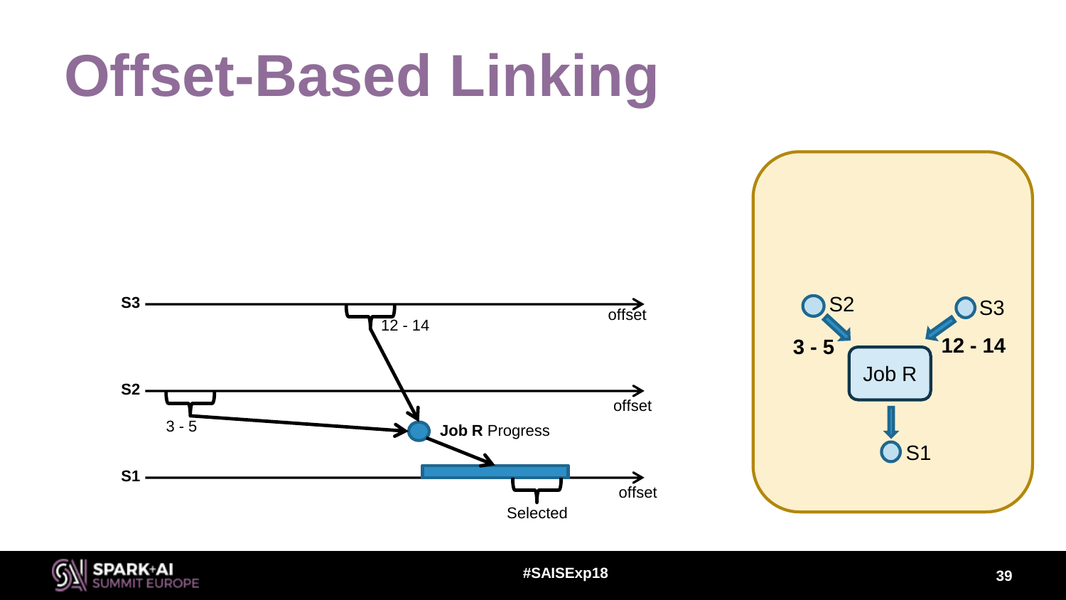# Offset-Based Linking

S3

12 - 14

offset

S2

3 - 5

offset

Job R Progress

S1

offset

Selected

S2

S3

3 - 5

12 - 14

Job R

S1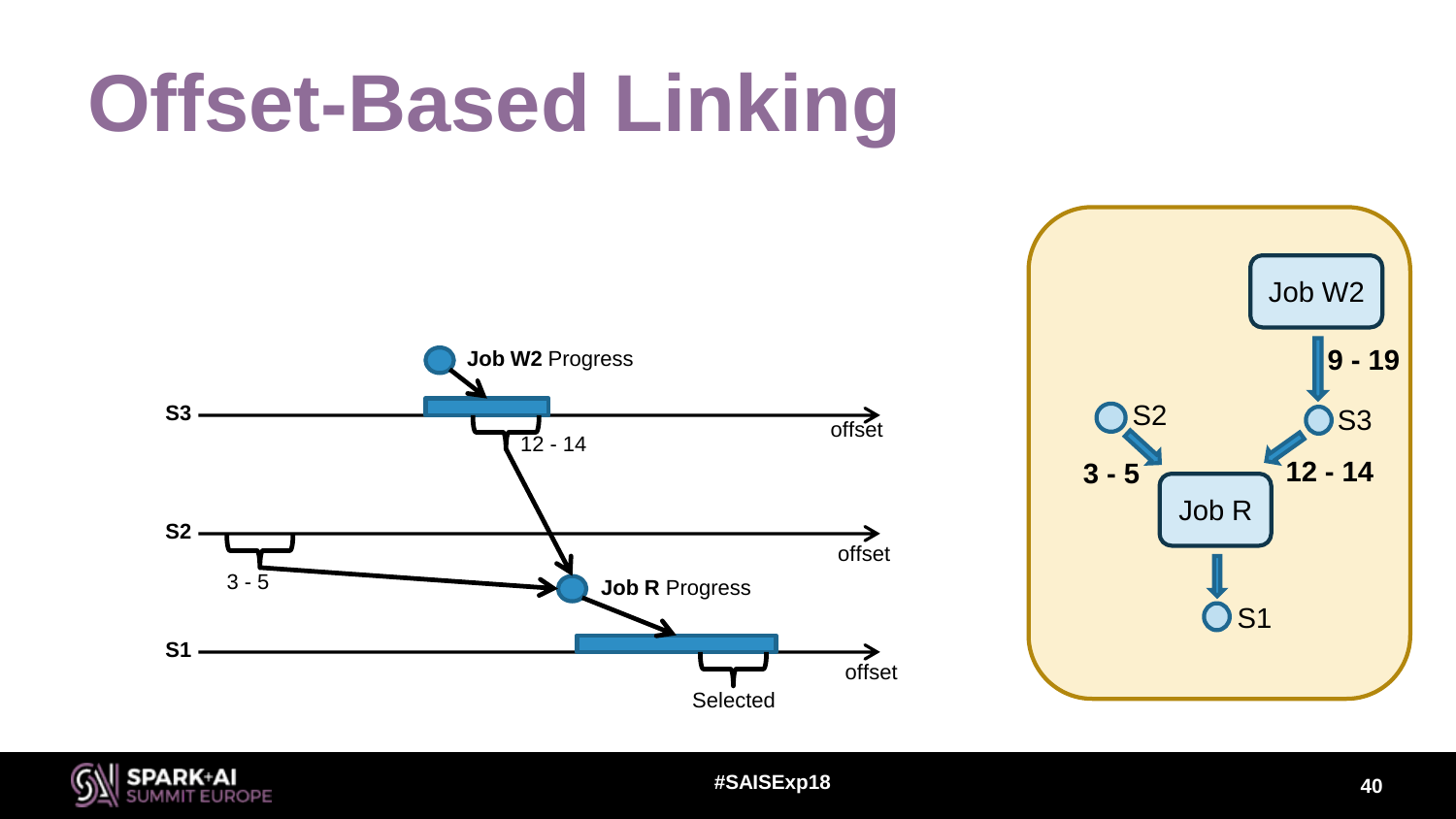# Offset-Based Linking

**Job W2** Progress

S3 — 12 - 14 — offset

S2 — 3 - 5 — offset

**Job R** Progress

S1 — Selected — offset

Job W2 → 9 - 19 → S3

S2 → 3 - 5 → Job R

S3 → 12 - 14 → Job R

Job R → S1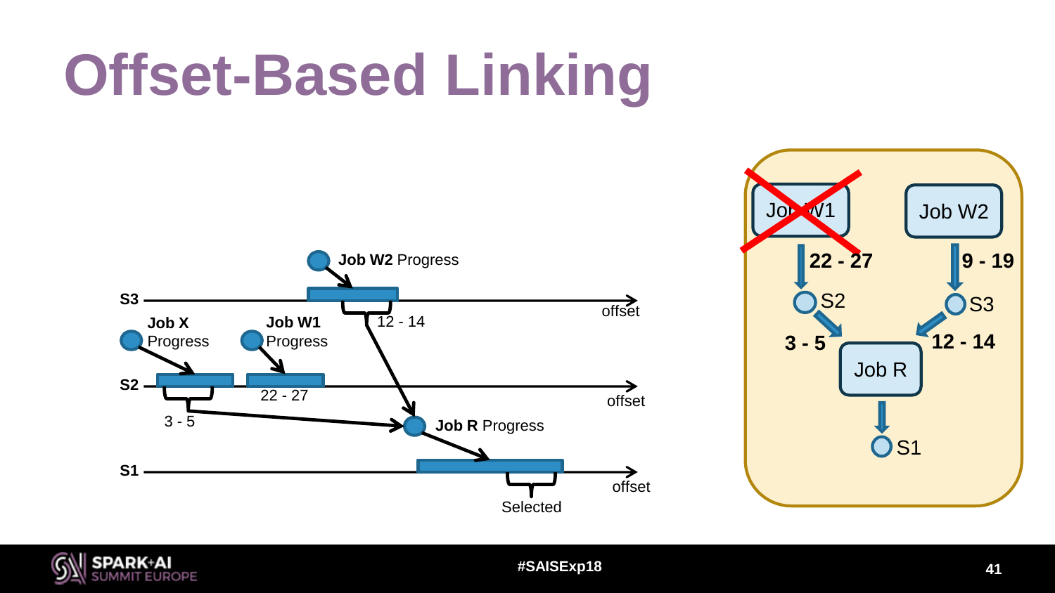# Offset-Based Linking

S3

Job W2 Progress

12 - 14

offset

Job X Progress

Job W1 Progress

S2

3 - 5

22 - 27

offset

Job R Progress

S1

offset

Selected

Job W1

22 - 27

S2

3 - 5

Job W2

9 - 19

S3

12 - 14

Job R

S1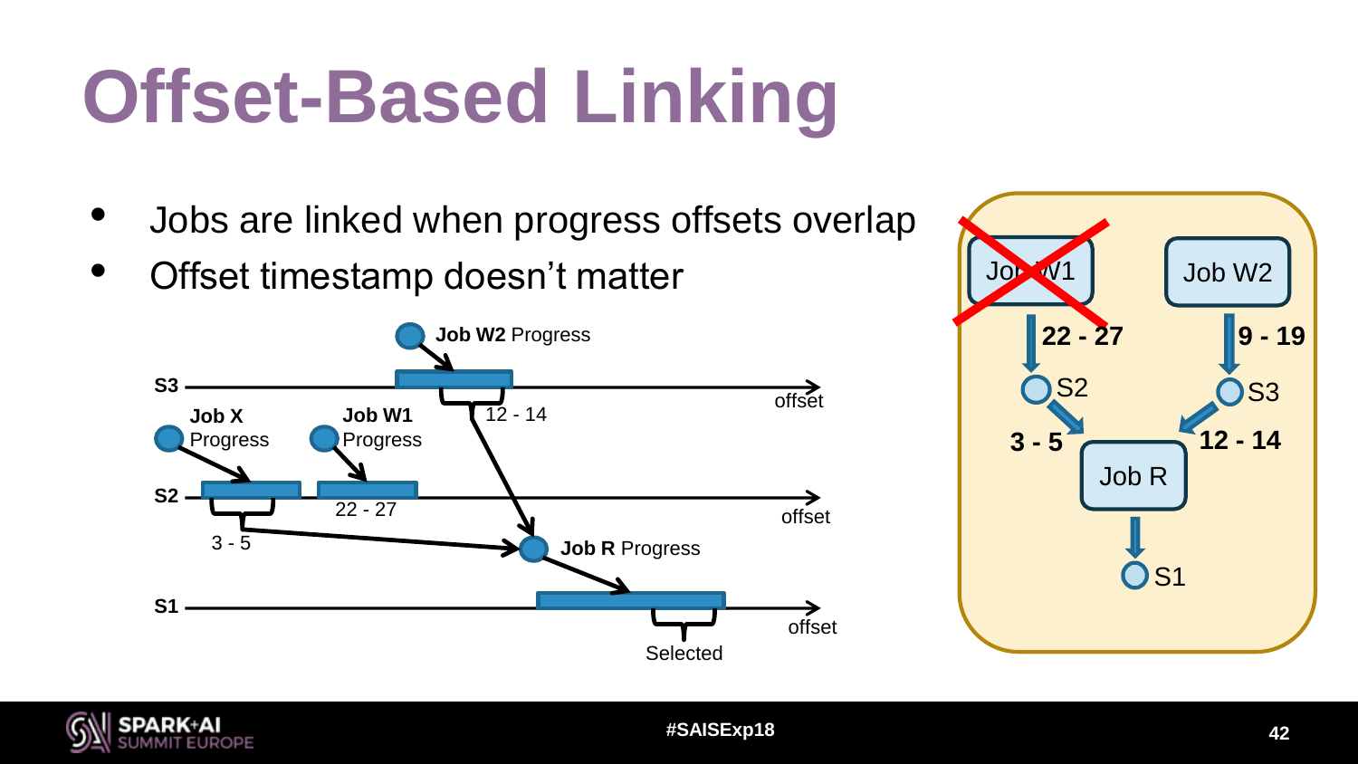# Offset-Based Linking

- Jobs are linked when progress offsets overlap
- Offset timestamp doesn't matter

S3

**Job W2** Progress

12 - 14

offset

**Job X** Progress

**Job W1** Progress

S2

22 - 27

offset

3 - 5

**Job R** Progress

S1

offset

Selected

Job W1

22 - 27

Job W2

9 - 19

S2

S3

3 - 5

12 - 14

Job R

S1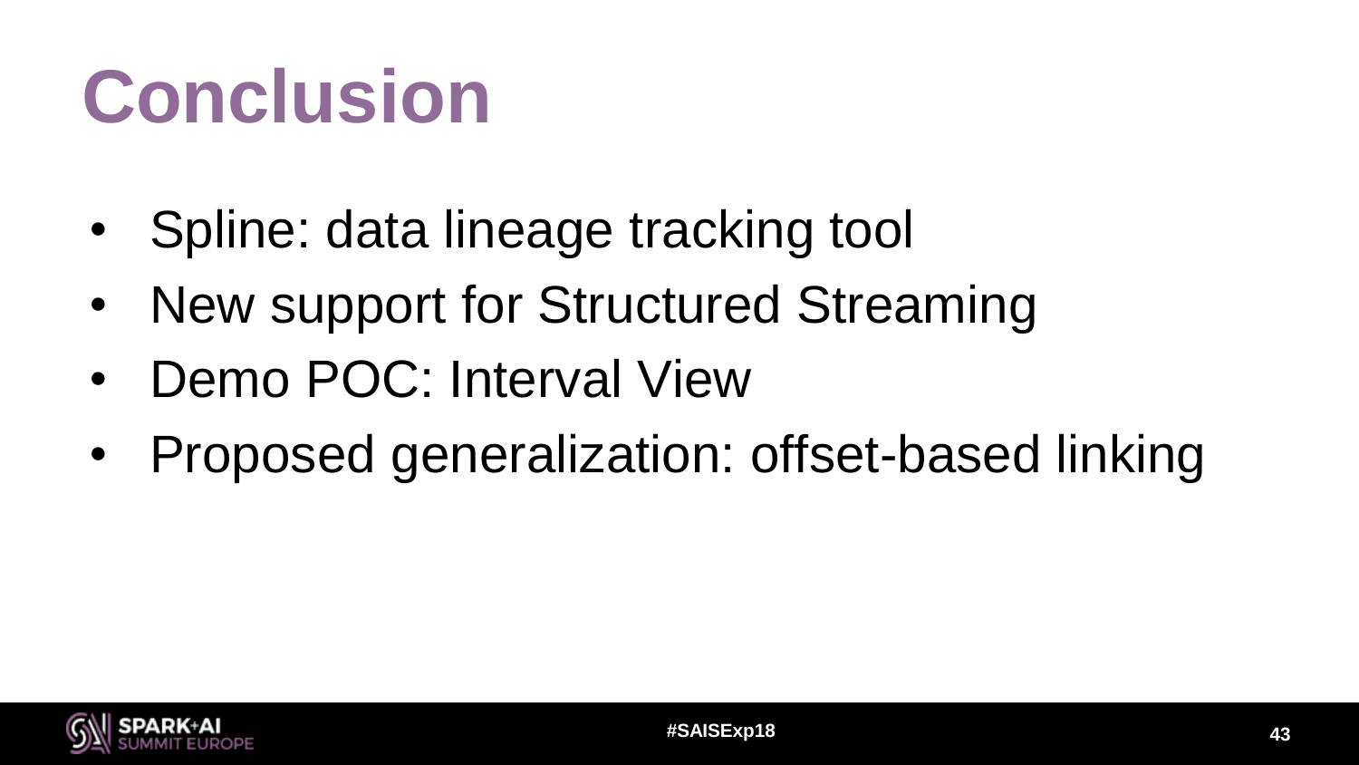# Conclusion

- Spline: data lineage tracking tool
- New support for Structured Streaming
- Demo POC: Interval View
- Proposed generalization: offset-based linking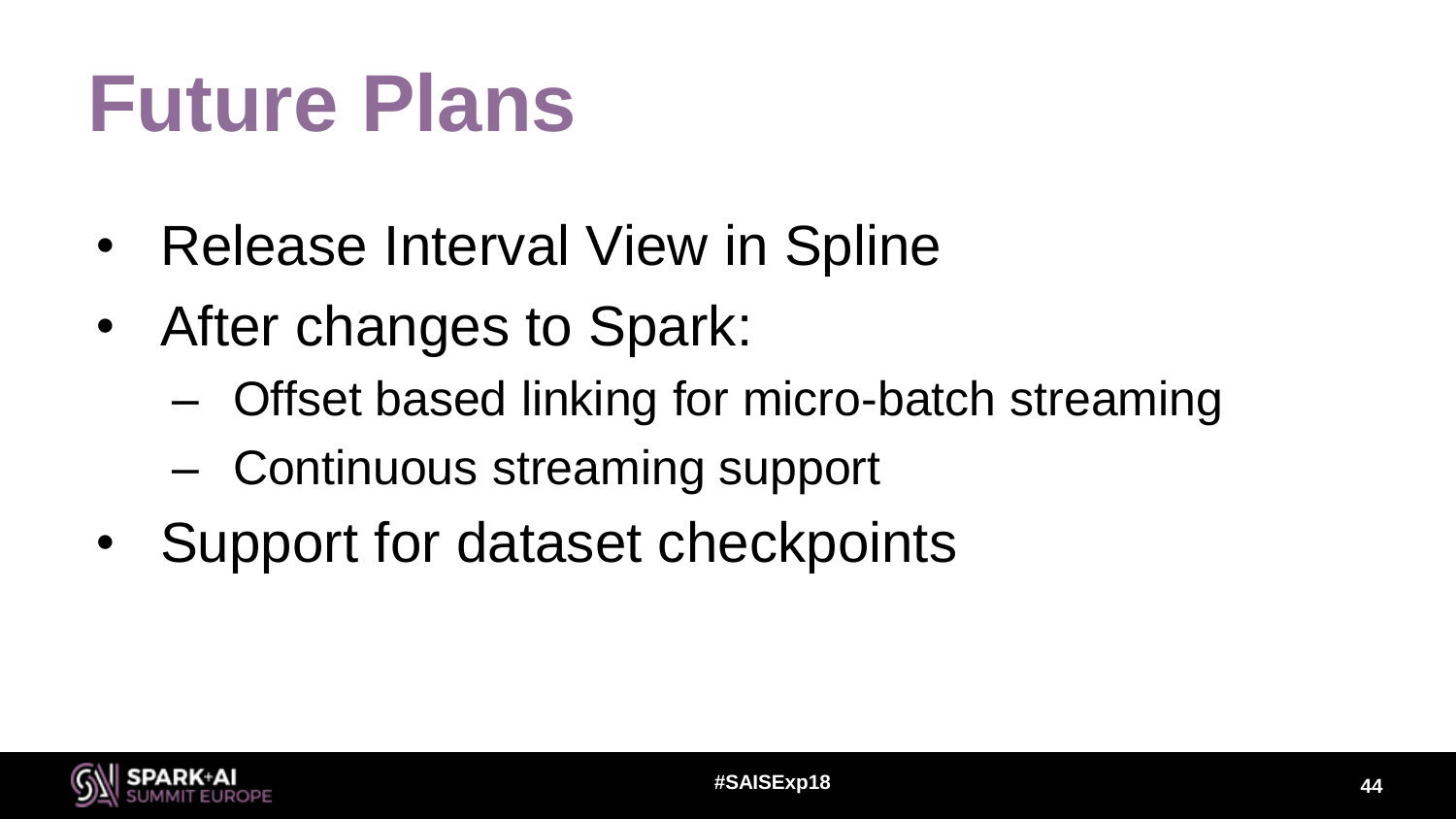# Future Plans

- Release Interval View in Spline
- After changes to Spark:
  - Offset based linking for micro-batch streaming
  - Continuous streaming support
- Support for dataset checkpoints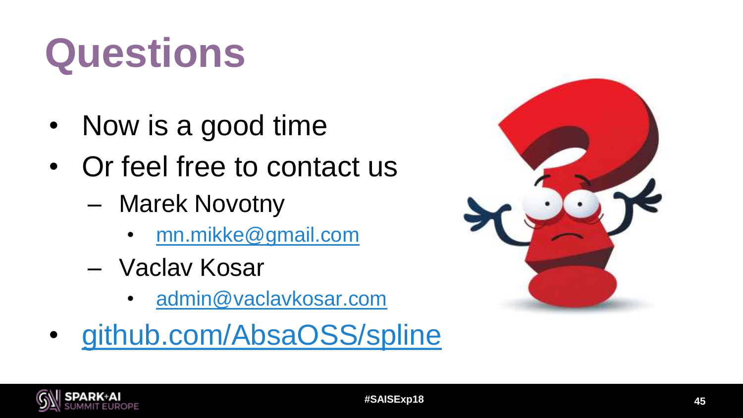# Questions

- Now is a good time
- Or feel free to contact us
  - Marek Novotny
    - mn.mikke@gmail.com
  - Vaclav Kosar
    - admin@vaclavkosar.com
- github.com/AbsaOSS/spline